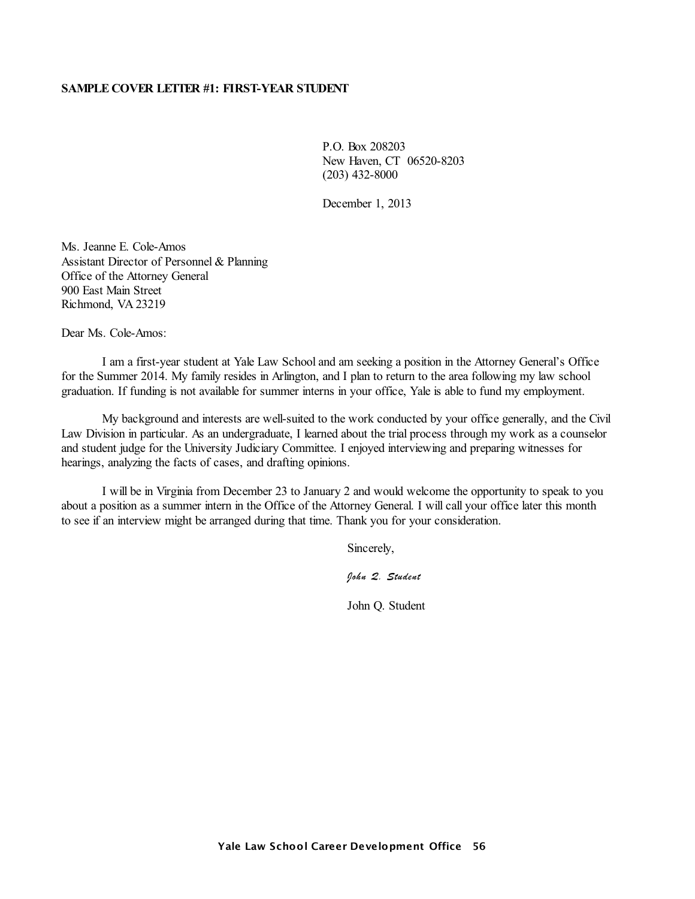**SAMPLE COVER LETTER #1: FIRST-YEAR STUDENT**

P.O. Box 208203
New Haven, CT 06520-8203
(203) 432-8000

December 1, 2013

Ms. Jeanne E. Cole-Amos
Assistant Director of Personnel & Planning
Office of the Attorney General
900 East Main Street
Richmond, VA 23219

Dear Ms. Cole-Amos:

I am a first-year student at Yale Law School and am seeking a position in the Attorney General's Office for the Summer 2014. My family resides in Arlington, and I plan to return to the area following my law school graduation. If funding is not available for summer interns in your office, Yale is able to fund my employment.

My background and interests are well-suited to the work conducted by your office generally, and the Civil Law Division in particular. As an undergraduate, I learned about the trial process through my work as a counselor and student judge for the University Judiciary Committee. I enjoyed interviewing and preparing witnesses for hearings, analyzing the facts of cases, and drafting opinions.

I will be in Virginia from December 23 to January 2 and would welcome the opportunity to speak to you about a position as a summer intern in the Office of the Attorney General. I will call your office later this month to see if an interview might be arranged during that time. Thank you for your consideration.

Sincerely,

*John Q. Student*

John Q. Student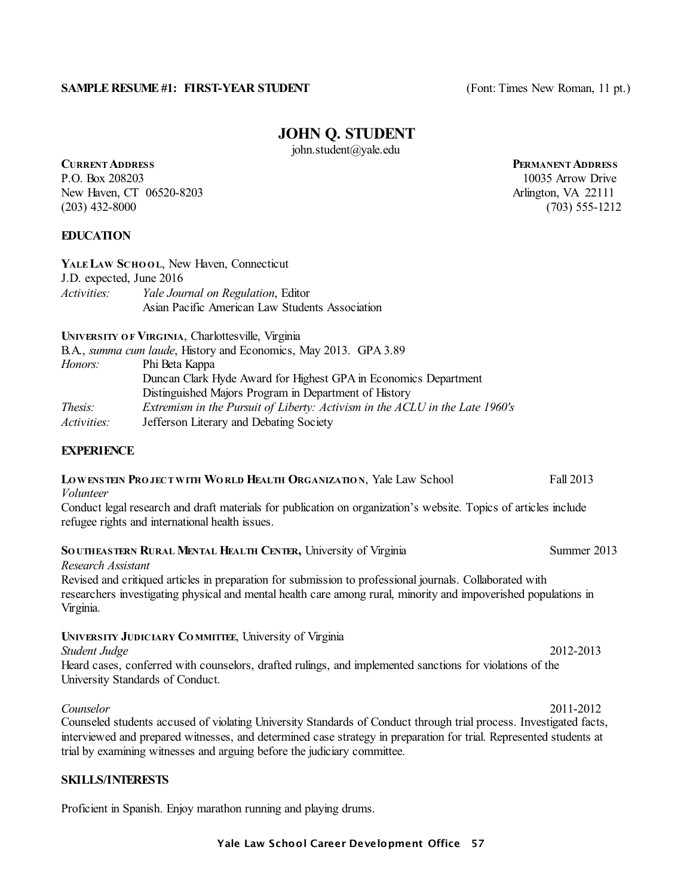**SAMPLE RESUME #1: FIRST-YEAR STUDENT** (Font: Times New Roman, 11 pt.)

# JOHN Q. STUDENT

john.student@yale.edu

**CURRENT ADDRESS**
P.O. Box 208203
New Haven, CT 06520-8203
(203) 432-8000

**PERMANENT ADDRESS**
10035 Arrow Drive
Arlington, VA 22111
(703) 555-1212

## EDUCATION

**YALE LAW SCHOOL**, New Haven, Connecticut
J.D. expected, June 2016
*Activities:* *Yale Journal on Regulation*, Editor
Asian Pacific American Law Students Association

**UNIVERSITY OF VIRGINIA**, Charlottesville, Virginia
B.A., *summa cum laude*, History and Economics, May 2013. GPA 3.89
*Honors:* Phi Beta Kappa
Duncan Clark Hyde Award for Highest GPA in Economics Department
Distinguished Majors Program in Department of History
*Thesis:* *Extremism in the Pursuit of Liberty: Activism in the ACLU in the Late 1960's*
*Activities:* Jefferson Literary and Debating Society

## EXPERIENCE

**LOWENSTEIN PROJECT WITH WORLD HEALTH ORGANIZATION**, Yale Law School — Fall 2013
*Volunteer*
Conduct legal research and draft materials for publication on organization's website. Topics of articles include refugee rights and international health issues.

**SOUTHEASTERN RURAL MENTAL HEALTH CENTER,** University of Virginia — Summer 2013
*Research Assistant*
Revised and critiqued articles in preparation for submission to professional journals. Collaborated with researchers investigating physical and mental health care among rural, minority and impoverished populations in Virginia.

**UNIVERSITY JUDICIARY COMMITTEE**, University of Virginia
*Student Judge* — 2012-2013
Heard cases, conferred with counselors, drafted rulings, and implemented sanctions for violations of the University Standards of Conduct.

*Counselor* — 2011-2012
Counseled students accused of violating University Standards of Conduct through trial process. Investigated facts, interviewed and prepared witnesses, and determined case strategy in preparation for trial. Represented students at trial by examining witnesses and arguing before the judiciary committee.

## SKILLS/INTERESTS

Proficient in Spanish. Enjoy marathon running and playing drums.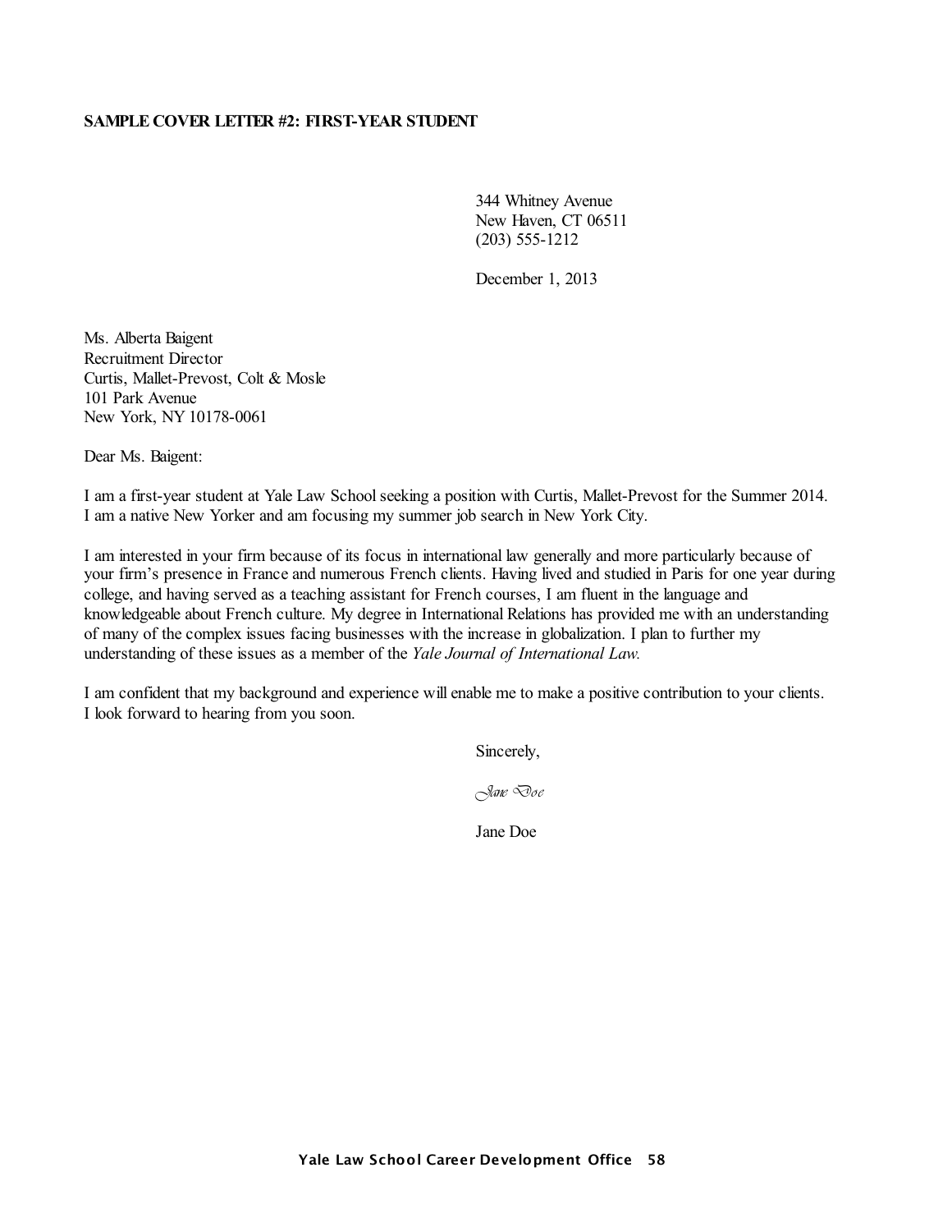**SAMPLE COVER LETTER #2: FIRST-YEAR STUDENT**

344 Whitney Avenue
New Haven, CT 06511
(203) 555-1212

December 1, 2013

Ms. Alberta Baigent
Recruitment Director
Curtis, Mallet-Prevost, Colt & Mosle
101 Park Avenue
New York, NY 10178-0061

Dear Ms. Baigent:

I am a first-year student at Yale Law School seeking a position with Curtis, Mallet-Prevost for the Summer 2014. I am a native New Yorker and am focusing my summer job search in New York City.

I am interested in your firm because of its focus in international law generally and more particularly because of your firm's presence in France and numerous French clients. Having lived and studied in Paris for one year during college, and having served as a teaching assistant for French courses, I am fluent in the language and knowledgeable about French culture. My degree in International Relations has provided me with an understanding of many of the complex issues facing businesses with the increase in globalization. I plan to further my understanding of these issues as a member of the *Yale Journal of International Law.*

I am confident that my background and experience will enable me to make a positive contribution to your clients. I look forward to hearing from you soon.

Sincerely,

*Jane Doe*

Jane Doe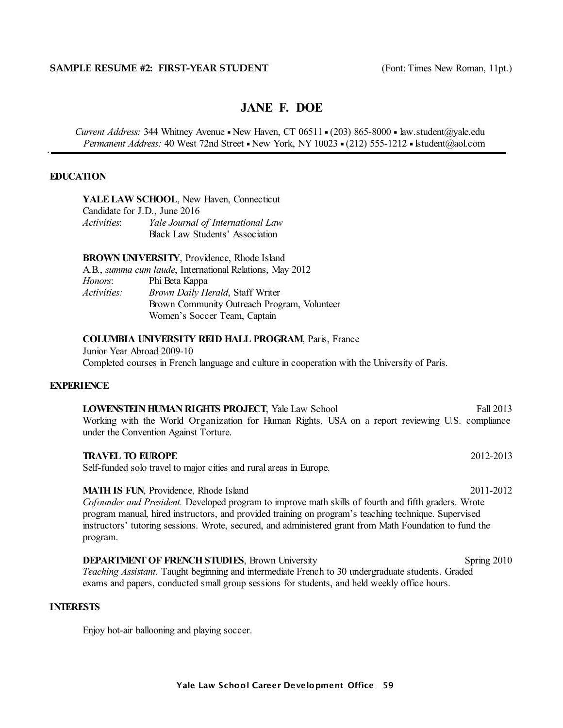**SAMPLE RESUME #2: FIRST-YEAR STUDENT** (Font: Times New Roman, 11pt.)

# JANE F. DOE

*Current Address:* 344 Whitney Avenue ▪ New Haven, CT 06511 ▪ (203) 865-8000 ▪ law.student@yale.edu
*Permanent Address:* 40 West 72nd Street ▪ New York, NY 10023 ▪ (212) 555-1212 ▪ lstudent@aol.com

---

## EDUCATION

**YALE LAW SCHOOL**, New Haven, Connecticut
Candidate for J.D., June 2016
*Activities*: *Yale Journal of International Law*
Black Law Students' Association

**BROWN UNIVERSITY**, Providence, Rhode Island
A.B., *summa cum laude*, International Relations, May 2012
*Honors*: Phi Beta Kappa
*Activities:* *Brown Daily Herald*, Staff Writer
Brown Community Outreach Program, Volunteer
Women's Soccer Team, Captain

**COLUMBIA UNIVERSITY REID HALL PROGRAM**, Paris, France
Junior Year Abroad 2009-10
Completed courses in French language and culture in cooperation with the University of Paris.

## EXPERIENCE

**LOWENSTEIN HUMAN RIGHTS PROJECT**, Yale Law School — Fall 2013
Working with the World Organization for Human Rights, USA on a report reviewing U.S. compliance under the Convention Against Torture.

**TRAVEL TO EUROPE** — 2012-2013
Self-funded solo travel to major cities and rural areas in Europe.

**MATH IS FUN**, Providence, Rhode Island — 2011-2012
*Cofounder and President.* Developed program to improve math skills of fourth and fifth graders. Wrote program manual, hired instructors, and provided training on program's teaching technique. Supervised instructors' tutoring sessions. Wrote, secured, and administered grant from Math Foundation to fund the program.

**DEPARTMENT OF FRENCH STUDIES**, Brown University — Spring 2010
*Teaching Assistant.* Taught beginning and intermediate French to 30 undergraduate students. Graded exams and papers, conducted small group sessions for students, and held weekly office hours.

## INTERESTS

Enjoy hot-air ballooning and playing soccer.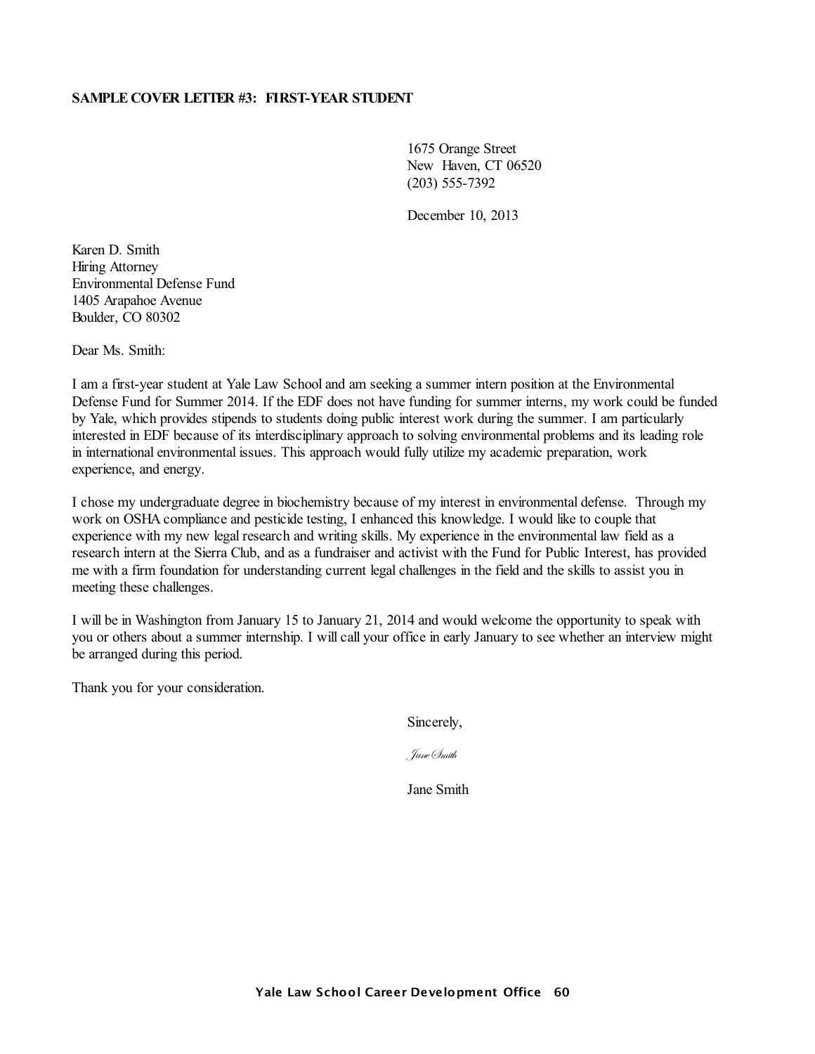**SAMPLE COVER LETTER #3: FIRST-YEAR STUDENT**

1675 Orange Street
New Haven, CT 06520
(203) 555-7392

December 10, 2013

Karen D. Smith
Hiring Attorney
Environmental Defense Fund
1405 Arapahoe Avenue
Boulder, CO 80302

Dear Ms. Smith:

I am a first-year student at Yale Law School and am seeking a summer intern position at the Environmental Defense Fund for Summer 2014. If the EDF does not have funding for summer interns, my work could be funded by Yale, which provides stipends to students doing public interest work during the summer. I am particularly interested in EDF because of its interdisciplinary approach to solving environmental problems and its leading role in international environmental issues. This approach would fully utilize my academic preparation, work experience, and energy.

I chose my undergraduate degree in biochemistry because of my interest in environmental defense. Through my work on OSHA compliance and pesticide testing, I enhanced this knowledge. I would like to couple that experience with my new legal research and writing skills. My experience in the environmental law field as a research intern at the Sierra Club, and as a fundraiser and activist with the Fund for Public Interest, has provided me with a firm foundation for understanding current legal challenges in the field and the skills to assist you in meeting these challenges.

I will be in Washington from January 15 to January 21, 2014 and would welcome the opportunity to speak with you or others about a summer internship. I will call your office in early January to see whether an interview might be arranged during this period.

Thank you for your consideration.

Sincerely,

*Jane Smith*

Jane Smith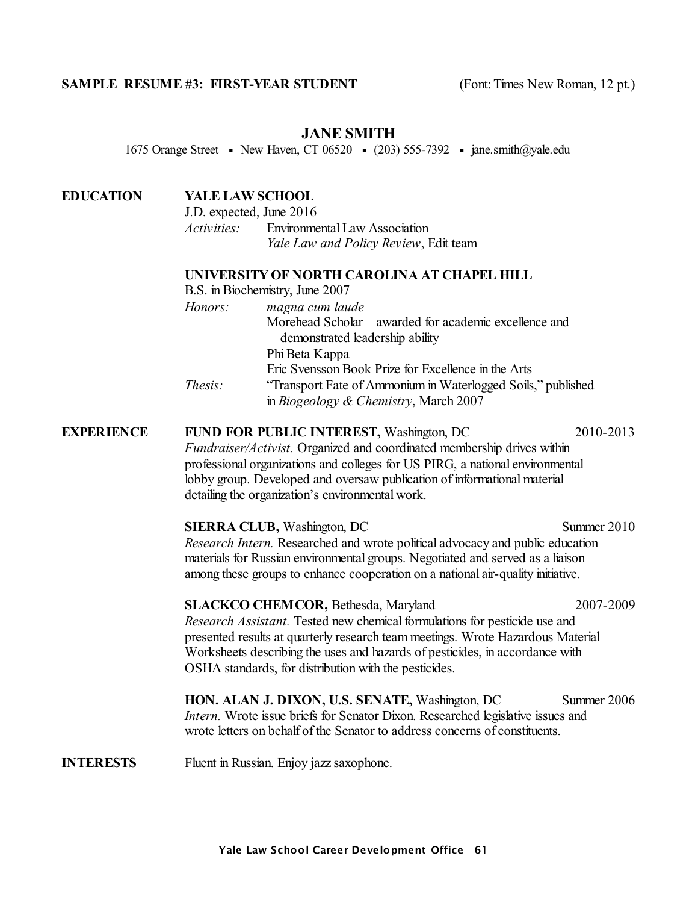**SAMPLE RESUME #3: FIRST-YEAR STUDENT** (Font: Times New Roman, 12 pt.)

# JANE SMITH

1675 Orange Street ▪ New Haven, CT 06520 ▪ (203) 555-7392 ▪ jane.smith@yale.edu

## EDUCATION

**YALE LAW SCHOOL**
J.D. expected, June 2016
*Activities:* Environmental Law Association
*Yale Law and Policy Review*, Edit team

**UNIVERSITY OF NORTH CAROLINA AT CHAPEL HILL**
B.S. in Biochemistry, June 2007
*Honors:* *magna cum laude*
Morehead Scholar – awarded for academic excellence and demonstrated leadership ability
Phi Beta Kappa
Eric Svensson Book Prize for Excellence in the Arts
*Thesis:* "Transport Fate of Ammonium in Waterlogged Soils," published in *Biogeology & Chemistry*, March 2007

## EXPERIENCE

**FUND FOR PUBLIC INTEREST,** Washington, DC — 2010-2013
*Fundraiser/Activist.* Organized and coordinated membership drives within professional organizations and colleges for US PIRG, a national environmental lobby group. Developed and oversaw publication of informational material detailing the organization's environmental work.

**SIERRA CLUB,** Washington, DC — Summer 2010
*Research Intern.* Researched and wrote political advocacy and public education materials for Russian environmental groups. Negotiated and served as a liaison among these groups to enhance cooperation on a national air-quality initiative.

**SLACKCO CHEMCOR,** Bethesda, Maryland — 2007-2009
*Research Assistant.* Tested new chemical formulations for pesticide use and presented results at quarterly research team meetings. Wrote Hazardous Material Worksheets describing the uses and hazards of pesticides, in accordance with OSHA standards, for distribution with the pesticides.

**HON. ALAN J. DIXON, U.S. SENATE,** Washington, DC — Summer 2006
*Intern.* Wrote issue briefs for Senator Dixon. Researched legislative issues and wrote letters on behalf of the Senator to address concerns of constituents.

## INTERESTS

Fluent in Russian. Enjoy jazz saxophone.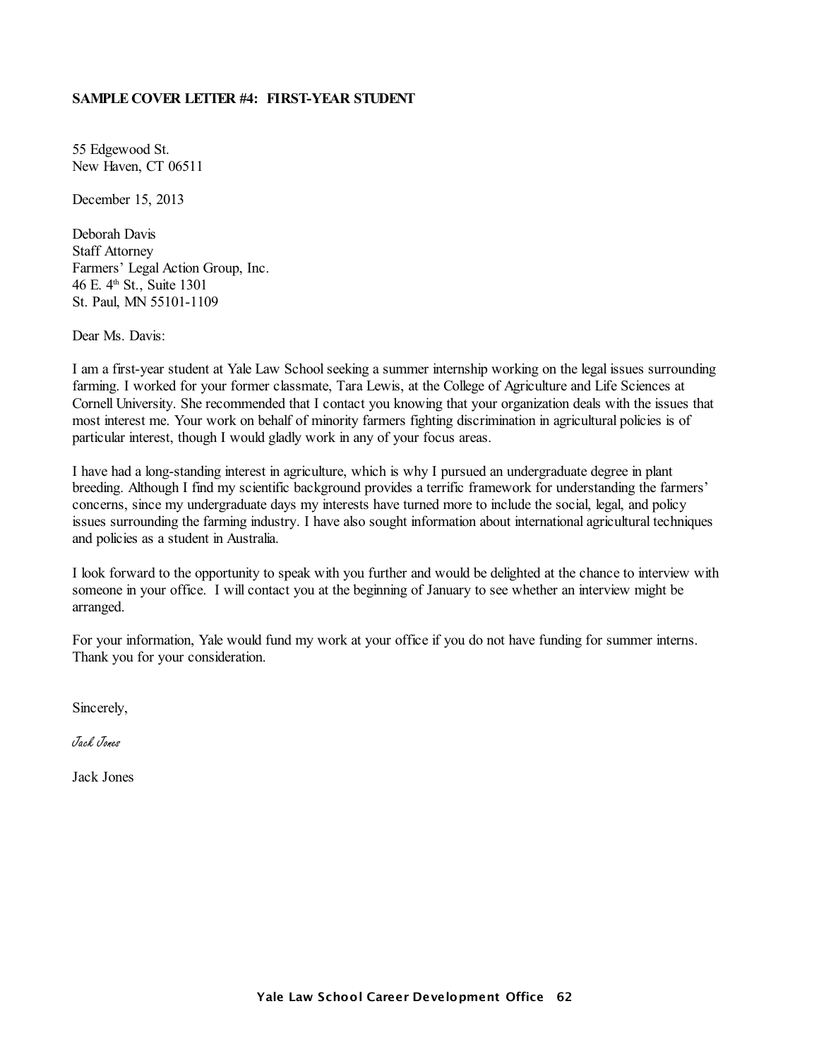**SAMPLE COVER LETTER #4: FIRST-YEAR STUDENT**

55 Edgewood St.
New Haven, CT 06511

December 15, 2013

Deborah Davis
Staff Attorney
Farmers' Legal Action Group, Inc.
46 E. 4th St., Suite 1301
St. Paul, MN 55101-1109

Dear Ms. Davis:

I am a first-year student at Yale Law School seeking a summer internship working on the legal issues surrounding farming. I worked for your former classmate, Tara Lewis, at the College of Agriculture and Life Sciences at Cornell University. She recommended that I contact you knowing that your organization deals with the issues that most interest me. Your work on behalf of minority farmers fighting discrimination in agricultural policies is of particular interest, though I would gladly work in any of your focus areas.

I have had a long-standing interest in agriculture, which is why I pursued an undergraduate degree in plant breeding. Although I find my scientific background provides a terrific framework for understanding the farmers' concerns, since my undergraduate days my interests have turned more to include the social, legal, and policy issues surrounding the farming industry. I have also sought information about international agricultural techniques and policies as a student in Australia.

I look forward to the opportunity to speak with you further and would be delighted at the chance to interview with someone in your office. I will contact you at the beginning of January to see whether an interview might be arranged.

For your information, Yale would fund my work at your office if you do not have funding for summer interns. Thank you for your consideration.

Sincerely,

*Jack Jones*

Jack Jones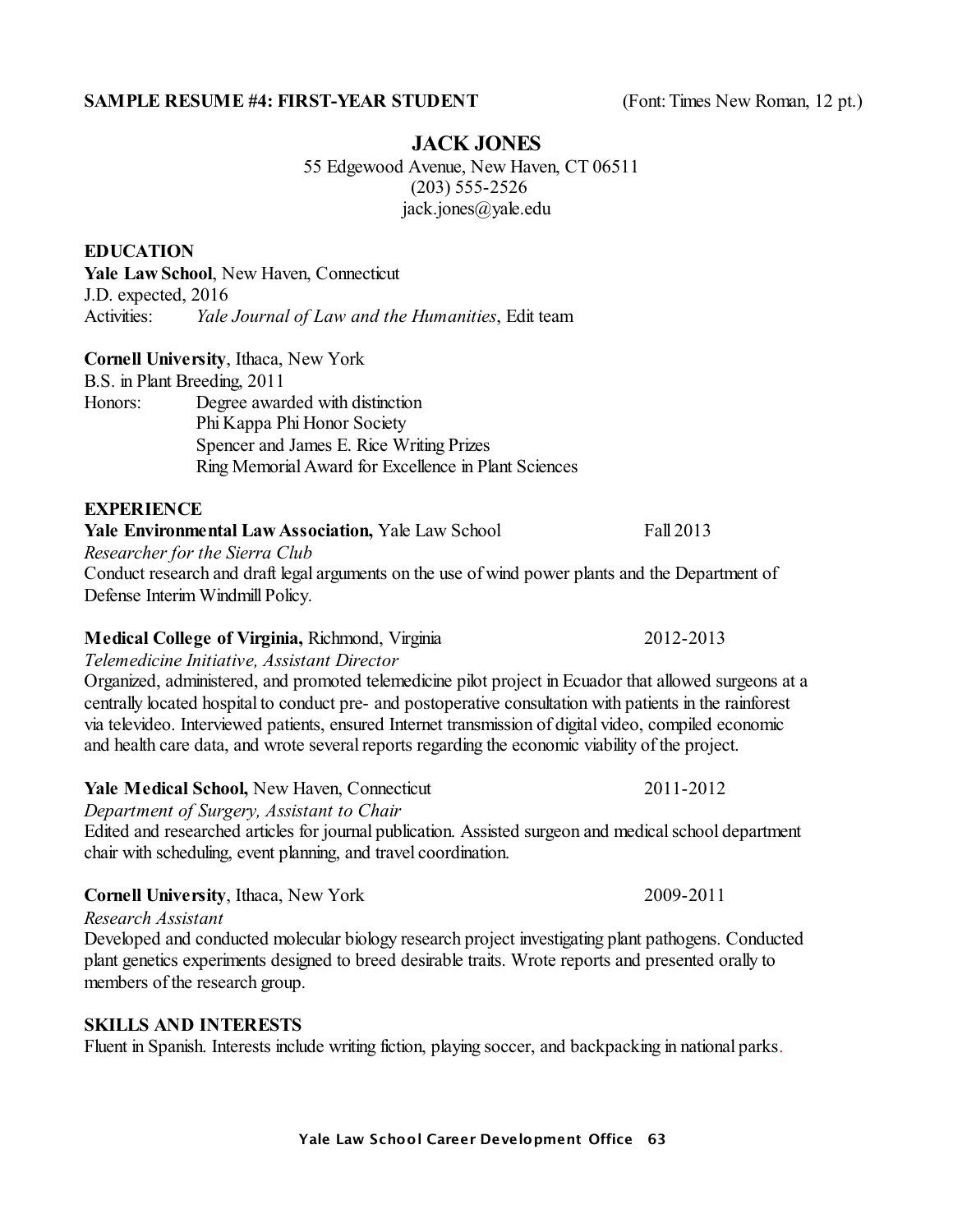**SAMPLE RESUME #4: FIRST-YEAR STUDENT** (Font: Times New Roman, 12 pt.)

# JACK JONES

55 Edgewood Avenue, New Haven, CT 06511
(203) 555-2526
jack.jones@yale.edu

## EDUCATION

**Yale Law School**, New Haven, Connecticut
J.D. expected, 2016
Activities: *Yale Journal of Law and the Humanities*, Edit team

**Cornell University**, Ithaca, New York
B.S. in Plant Breeding, 2011
Honors: Degree awarded with distinction
Phi Kappa Phi Honor Society
Spencer and James E. Rice Writing Prizes
Ring Memorial Award for Excellence in Plant Sciences

## EXPERIENCE

**Yale Environmental Law Association,** Yale Law School — Fall 2013
*Researcher for the Sierra Club*
Conduct research and draft legal arguments on the use of wind power plants and the Department of Defense Interim Windmill Policy.

**Medical College of Virginia,** Richmond, Virginia — 2012-2013
*Telemedicine Initiative, Assistant Director*
Organized, administered, and promoted telemedicine pilot project in Ecuador that allowed surgeons at a centrally located hospital to conduct pre- and postoperative consultation with patients in the rainforest via televideo. Interviewed patients, ensured Internet transmission of digital video, compiled economic and health care data, and wrote several reports regarding the economic viability of the project.

**Yale Medical School,** New Haven, Connecticut — 2011-2012
*Department of Surgery, Assistant to Chair*
Edited and researched articles for journal publication. Assisted surgeon and medical school department chair with scheduling, event planning, and travel coordination.

**Cornell University**, Ithaca, New York — 2009-2011
*Research Assistant*
Developed and conducted molecular biology research project investigating plant pathogens. Conducted plant genetics experiments designed to breed desirable traits. Wrote reports and presented orally to members of the research group.

## SKILLS AND INTERESTS

Fluent in Spanish. Interests include writing fiction, playing soccer, and backpacking in national parks.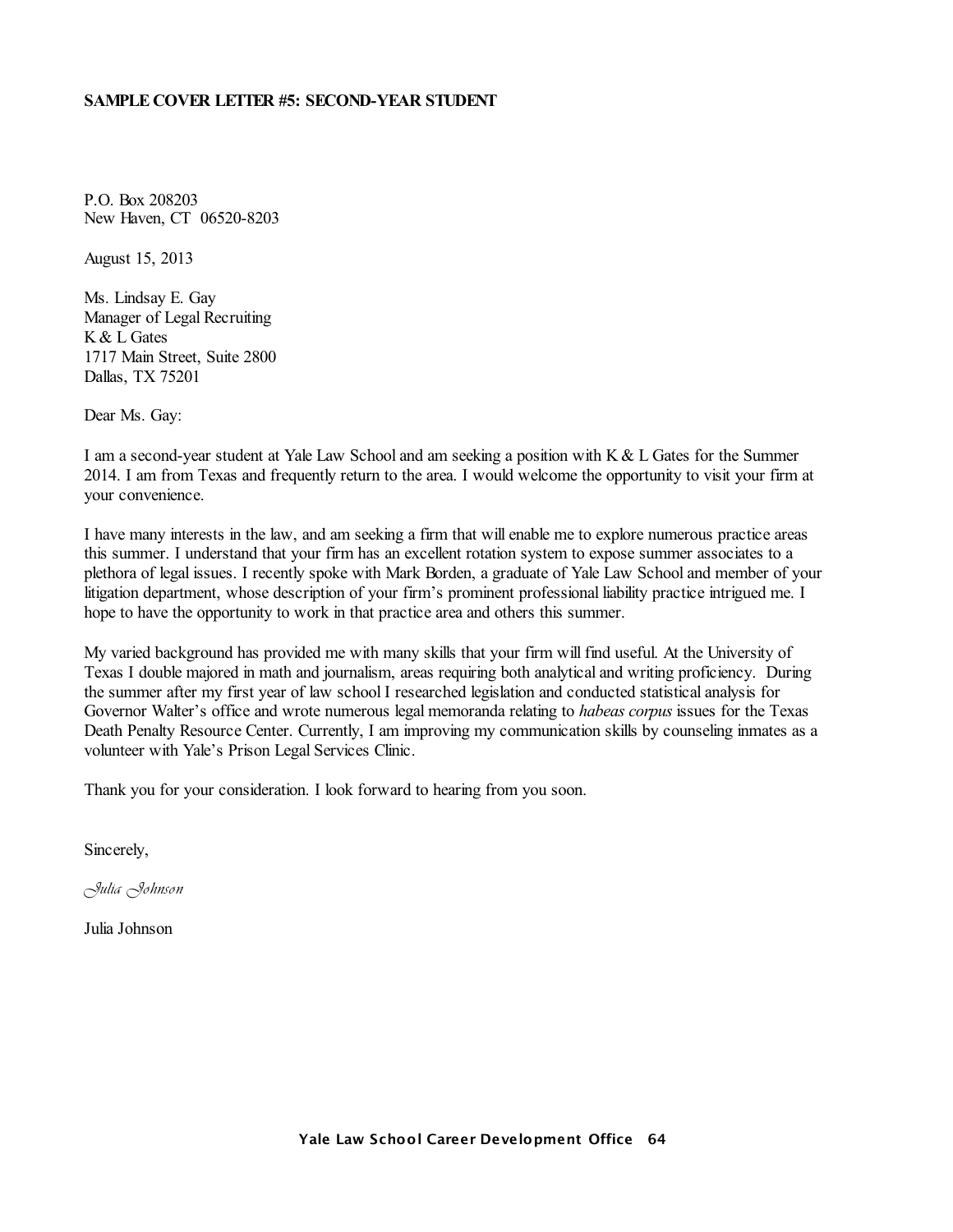**SAMPLE COVER LETTER #5: SECOND-YEAR STUDENT**

P.O. Box 208203
New Haven, CT 06520-8203

August 15, 2013

Ms. Lindsay E. Gay
Manager of Legal Recruiting
K & L Gates
1717 Main Street, Suite 2800
Dallas, TX 75201

Dear Ms. Gay:

I am a second-year student at Yale Law School and am seeking a position with K & L Gates for the Summer 2014. I am from Texas and frequently return to the area. I would welcome the opportunity to visit your firm at your convenience.

I have many interests in the law, and am seeking a firm that will enable me to explore numerous practice areas this summer. I understand that your firm has an excellent rotation system to expose summer associates to a plethora of legal issues. I recently spoke with Mark Borden, a graduate of Yale Law School and member of your litigation department, whose description of your firm's prominent professional liability practice intrigued me. I hope to have the opportunity to work in that practice area and others this summer.

My varied background has provided me with many skills that your firm will find useful. At the University of Texas I double majored in math and journalism, areas requiring both analytical and writing proficiency. During the summer after my first year of law school I researched legislation and conducted statistical analysis for Governor Walter's office and wrote numerous legal memoranda relating to *habeas corpus* issues for the Texas Death Penalty Resource Center. Currently, I am improving my communication skills by counseling inmates as a volunteer with Yale's Prison Legal Services Clinic.

Thank you for your consideration. I look forward to hearing from you soon.

Sincerely,

*Julia Johnson*

Julia Johnson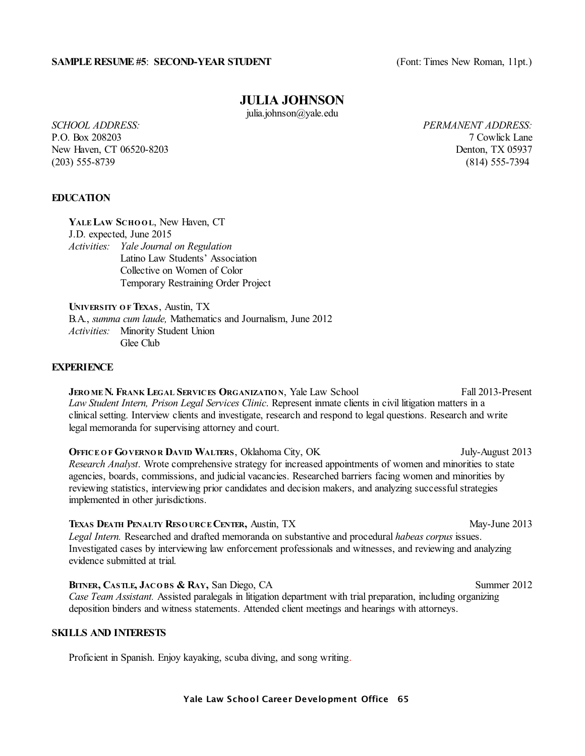**SAMPLE RESUME #5**: **SECOND-YEAR STUDENT** (Font: Times New Roman, 11pt.)

# JULIA JOHNSON

julia.johnson@yale.edu

*SCHOOL ADDRESS:*
P.O. Box 208203
New Haven, CT 06520-8203
(203) 555-8739

*PERMANENT ADDRESS:*
7 Cowlick Lane
Denton, TX 05937
(814) 555-7394

## EDUCATION

**YALE LAW SCHOOL**, New Haven, CT
J.D. expected, June 2015
*Activities:* *Yale Journal on Regulation*
Latino Law Students' Association
Collective on Women of Color
Temporary Restraining Order Project

**UNIVERSITY OF TEXAS**, Austin, TX
B.A., *summa cum laude,* Mathematics and Journalism, June 2012
*Activities:* Minority Student Union
Glee Club

## EXPERIENCE

**JEROME N. FRANK LEGAL SERVICES ORGANIZATION**, Yale Law School — Fall 2013-Present
*Law Student Intern, Prison Legal Services Clinic*. Represent inmate clients in civil litigation matters in a clinical setting. Interview clients and investigate, research and respond to legal questions. Research and write legal memoranda for supervising attorney and court.

**OFFICE OF GOVERNOR DAVID WALTERS**, Oklahoma City, OK — July-August 2013
*Research Analyst*. Wrote comprehensive strategy for increased appointments of women and minorities to state agencies, boards, commissions, and judicial vacancies. Researched barriers facing women and minorities by reviewing statistics, interviewing prior candidates and decision makers, and analyzing successful strategies implemented in other jurisdictions.

**TEXAS DEATH PENALTY RESOURCE CENTER,** Austin, TX — May-June 2013
*Legal Intern.* Researched and drafted memoranda on substantive and procedural *habeas corpus* issues. Investigated cases by interviewing law enforcement professionals and witnesses, and reviewing and analyzing evidence submitted at trial.

**BITNER, CASTLE, JACOBS & RAY,** San Diego, CA — Summer 2012
*Case Team Assistant.* Assisted paralegals in litigation department with trial preparation, including organizing deposition binders and witness statements. Attended client meetings and hearings with attorneys.

## SKILLS AND INTERESTS

Proficient in Spanish. Enjoy kayaking, scuba diving, and song writing.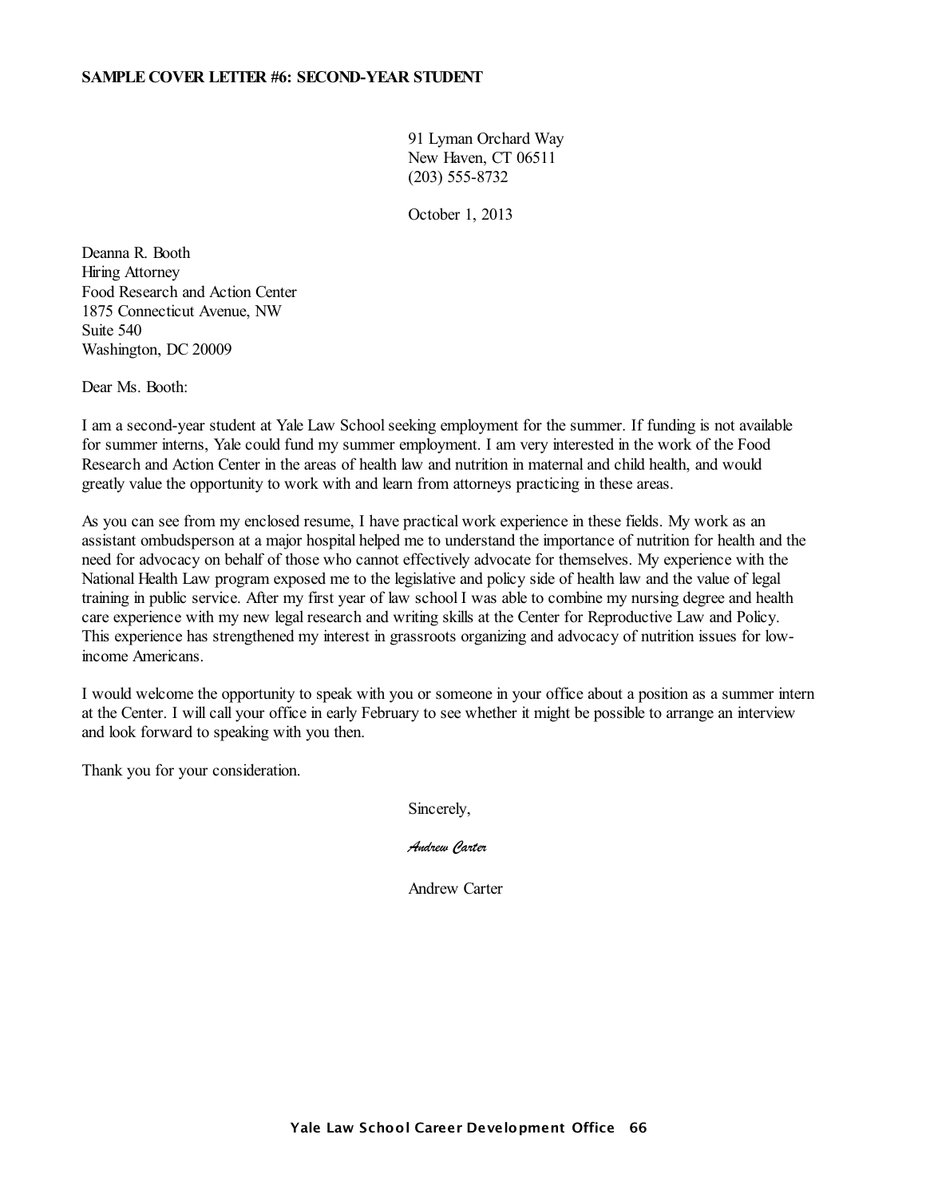**SAMPLE COVER LETTER #6: SECOND-YEAR STUDENT**

91 Lyman Orchard Way
New Haven, CT 06511
(203) 555-8732

October 1, 2013

Deanna R. Booth
Hiring Attorney
Food Research and Action Center
1875 Connecticut Avenue, NW
Suite 540
Washington, DC 20009

Dear Ms. Booth:

I am a second-year student at Yale Law School seeking employment for the summer. If funding is not available for summer interns, Yale could fund my summer employment. I am very interested in the work of the Food Research and Action Center in the areas of health law and nutrition in maternal and child health, and would greatly value the opportunity to work with and learn from attorneys practicing in these areas.

As you can see from my enclosed resume, I have practical work experience in these fields. My work as an assistant ombudsperson at a major hospital helped me to understand the importance of nutrition for health and the need for advocacy on behalf of those who cannot effectively advocate for themselves. My experience with the National Health Law program exposed me to the legislative and policy side of health law and the value of legal training in public service. After my first year of law school I was able to combine my nursing degree and health care experience with my new legal research and writing skills at the Center for Reproductive Law and Policy. This experience has strengthened my interest in grassroots organizing and advocacy of nutrition issues for low-income Americans.

I would welcome the opportunity to speak with you or someone in your office about a position as a summer intern at the Center. I will call your office in early February to see whether it might be possible to arrange an interview and look forward to speaking with you then.

Thank you for your consideration.

Sincerely,

*Andrew Carter*

Andrew Carter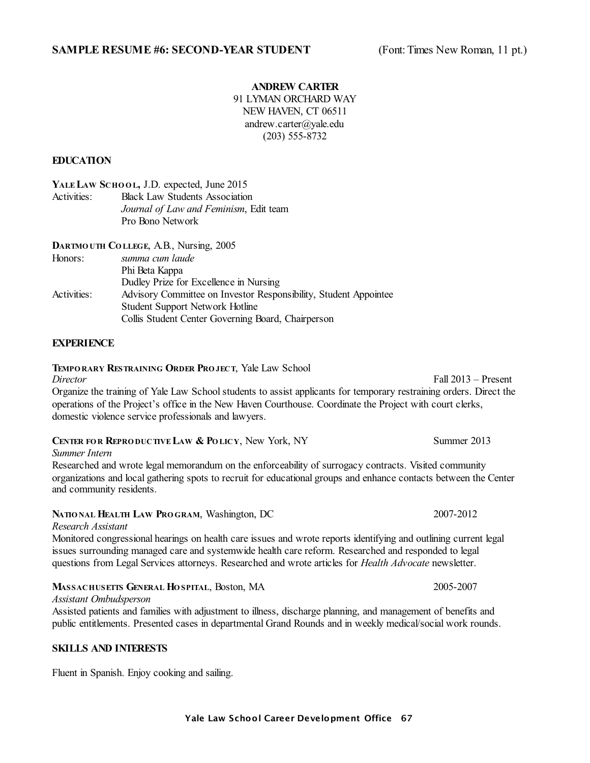**SAMPLE RESUME #6: SECOND-YEAR STUDENT** (Font: Times New Roman, 11 pt.)

**ANDREW CARTER**
91 LYMAN ORCHARD WAY
NEW HAVEN, CT 06511
andrew.carter@yale.edu
(203) 555-8732

**EDUCATION**

**YALE LAW SCHOOL,** J.D. expected, June 2015
Activities: Black Law Students Association
*Journal of Law and Feminism*, Edit team
Pro Bono Network

**DARTMOUTH COLLEGE**, A.B., Nursing, 2005
Honors: *summa cum laude*
Phi Beta Kappa
Dudley Prize for Excellence in Nursing
Activities: Advisory Committee on Investor Responsibility, Student Appointee
Student Support Network Hotline
Collis Student Center Governing Board, Chairperson

**EXPERIENCE**

**TEMPORARY RESTRAINING ORDER PROJECT**, Yale Law School
*Director* Fall 2013 – Present
Organize the training of Yale Law School students to assist applicants for temporary restraining orders. Direct the operations of the Project's office in the New Haven Courthouse. Coordinate the Project with court clerks, domestic violence service professionals and lawyers.

**CENTER FOR REPRODUCTIVE LAW & POLICY**, New York, NY Summer 2013
*Summer Intern*
Researched and wrote legal memorandum on the enforceability of surrogacy contracts. Visited community organizations and local gathering spots to recruit for educational groups and enhance contacts between the Center and community residents.

**NATIONAL HEALTH LAW PROGRAM**, Washington, DC 2007-2012
*Research Assistant*
Monitored congressional hearings on health care issues and wrote reports identifying and outlining current legal issues surrounding managed care and systemwide health care reform. Researched and responded to legal questions from Legal Services attorneys. Researched and wrote articles for *Health Advocate* newsletter.

**MASSACHUSETTS GENERAL HOSPITAL**, Boston, MA 2005-2007
*Assistant Ombudsperson*
Assisted patients and families with adjustment to illness, discharge planning, and management of benefits and public entitlements. Presented cases in departmental Grand Rounds and in weekly medical/social work rounds.

**SKILLS AND INTERESTS**

Fluent in Spanish. Enjoy cooking and sailing.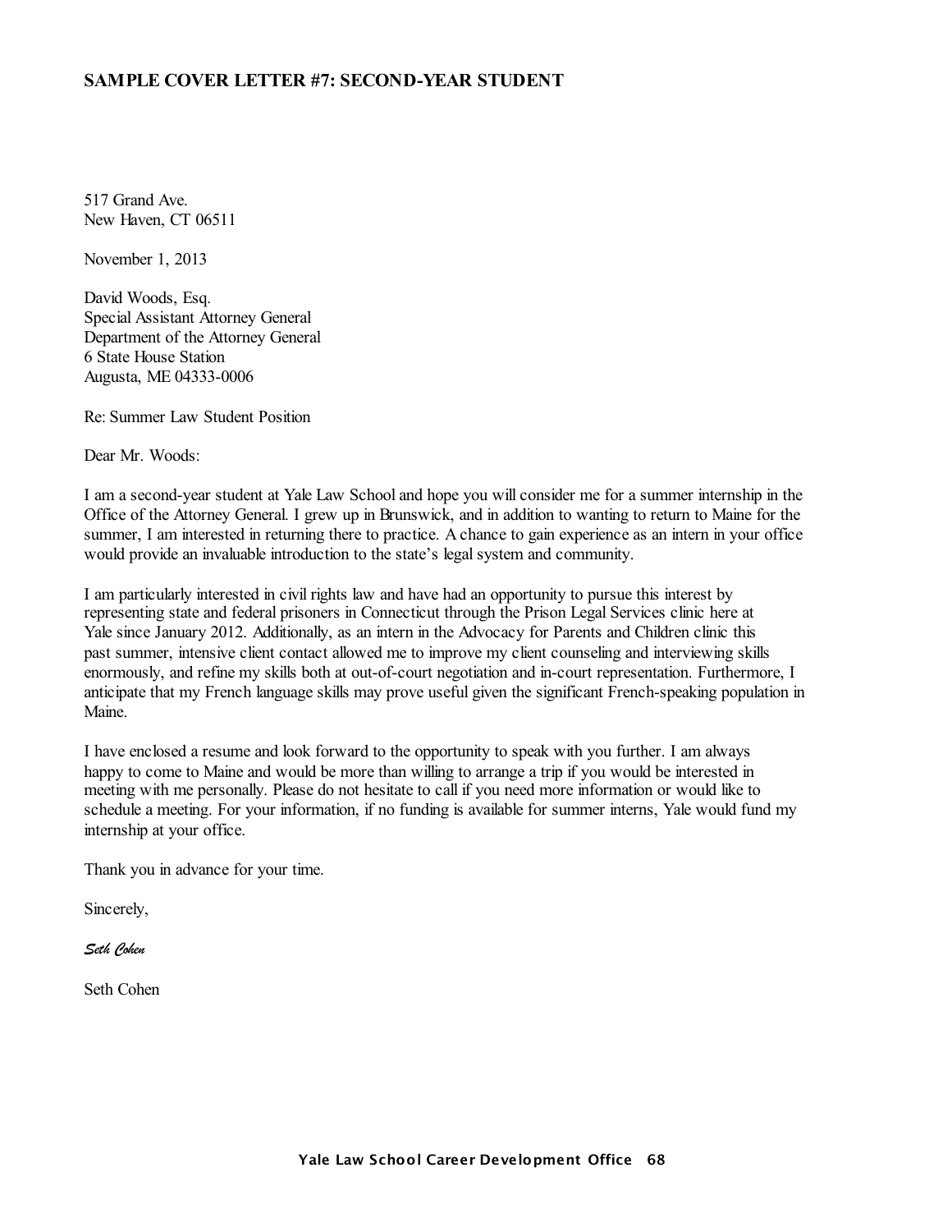## SAMPLE COVER LETTER #7: SECOND-YEAR STUDENT

517 Grand Ave.
New Haven, CT 06511

November 1, 2013

David Woods, Esq.
Special Assistant Attorney General
Department of the Attorney General
6 State House Station
Augusta, ME 04333-0006

Re: Summer Law Student Position

Dear Mr. Woods:

I am a second-year student at Yale Law School and hope you will consider me for a summer internship in the Office of the Attorney General. I grew up in Brunswick, and in addition to wanting to return to Maine for the summer, I am interested in returning there to practice. A chance to gain experience as an intern in your office would provide an invaluable introduction to the state's legal system and community.

I am particularly interested in civil rights law and have had an opportunity to pursue this interest by representing state and federal prisoners in Connecticut through the Prison Legal Services clinic here at Yale since January 2012. Additionally, as an intern in the Advocacy for Parents and Children clinic this past summer, intensive client contact allowed me to improve my client counseling and interviewing skills enormously, and refine my skills both at out-of-court negotiation and in-court representation. Furthermore, I anticipate that my French language skills may prove useful given the significant French-speaking population in Maine.

I have enclosed a resume and look forward to the opportunity to speak with you further. I am always happy to come to Maine and would be more than willing to arrange a trip if you would be interested in meeting with me personally. Please do not hesitate to call if you need more information or would like to schedule a meeting. For your information, if no funding is available for summer interns, Yale would fund my internship at your office.

Thank you in advance for your time.

Sincerely,

*Seth Cohen*

Seth Cohen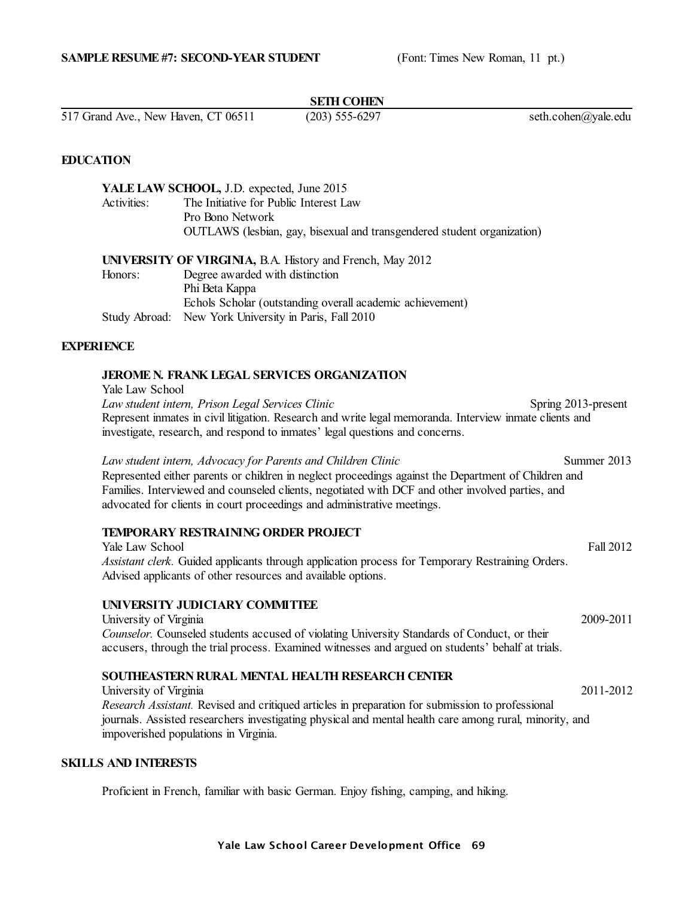**SAMPLE RESUME #7: SECOND-YEAR STUDENT** (Font: Times New Roman, 11 pt.)

**SETH COHEN**

517 Grand Ave., New Haven, CT 06511 (203) 555-6297 seth.cohen@yale.edu

## EDUCATION

**YALE LAW SCHOOL,** J.D. expected, June 2015
Activities: The Initiative for Public Interest Law
Pro Bono Network
OUTLAWS (lesbian, gay, bisexual and transgendered student organization)

**UNIVERSITY OF VIRGINIA,** B.A. History and French, May 2012
Honors: Degree awarded with distinction
Phi Beta Kappa
Echols Scholar (outstanding overall academic achievement)
Study Abroad: New York University in Paris, Fall 2010

## EXPERIENCE

**JEROME N. FRANK LEGAL SERVICES ORGANIZATION**
Yale Law School
*Law student intern, Prison Legal Services Clinic* Spring 2013-present
Represent inmates in civil litigation. Research and write legal memoranda. Interview inmate clients and investigate, research, and respond to inmates' legal questions and concerns.

*Law student intern, Advocacy for Parents and Children Clinic* Summer 2013
Represented either parents or children in neglect proceedings against the Department of Children and Families. Interviewed and counseled clients, negotiated with DCF and other involved parties, and advocated for clients in court proceedings and administrative meetings.

**TEMPORARY RESTRAINING ORDER PROJECT**
Yale Law School Fall 2012
*Assistant clerk.* Guided applicants through application process for Temporary Restraining Orders. Advised applicants of other resources and available options.

**UNIVERSITY JUDICIARY COMMITTEE**
University of Virginia 2009-2011
*Counselor.* Counseled students accused of violating University Standards of Conduct, or their accusers, through the trial process. Examined witnesses and argued on students' behalf at trials.

**SOUTHEASTERN RURAL MENTAL HEALTH RESEARCH CENTER**
University of Virginia 2011-2012
*Research Assistant.* Revised and critiqued articles in preparation for submission to professional journals. Assisted researchers investigating physical and mental health care among rural, minority, and impoverished populations in Virginia.

## SKILLS AND INTERESTS

Proficient in French, familiar with basic German. Enjoy fishing, camping, and hiking.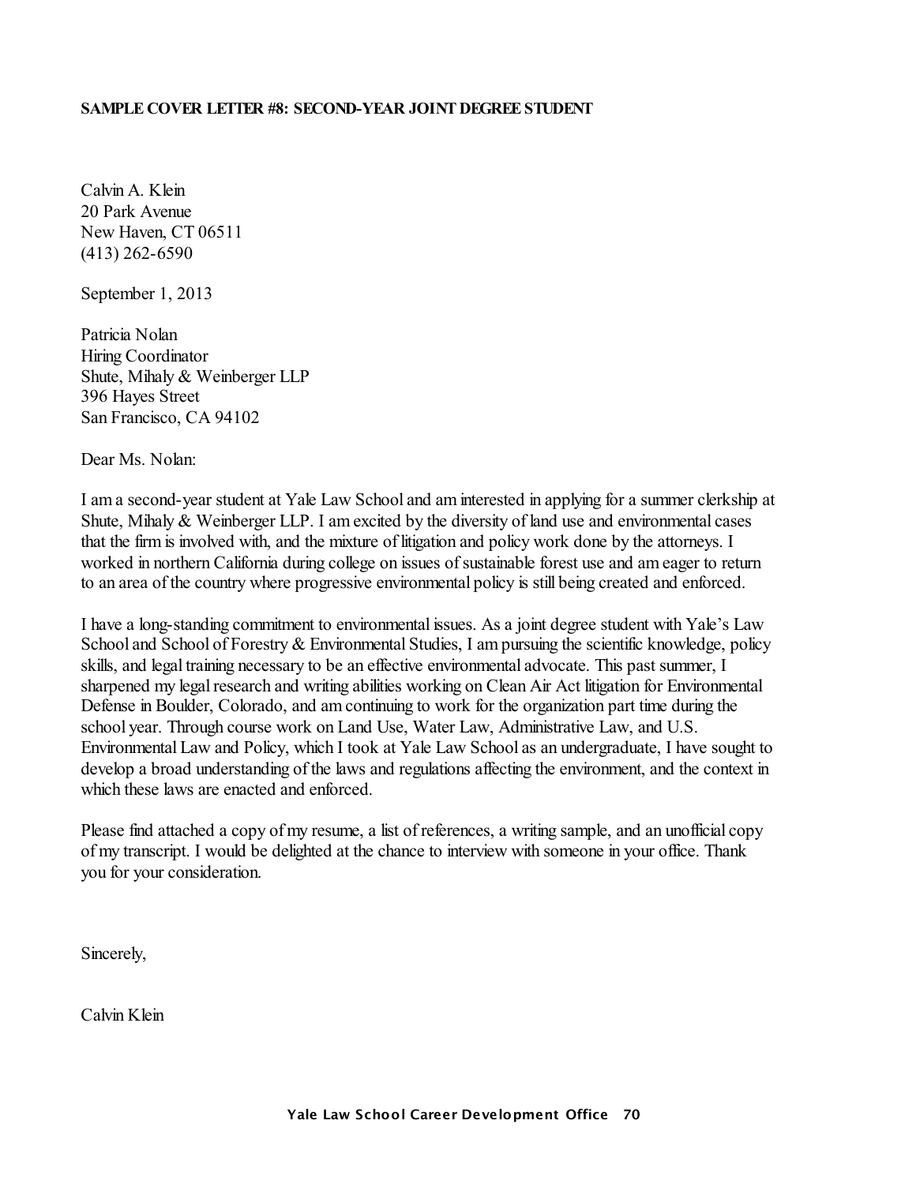**SAMPLE COVER LETTER #8: SECOND-YEAR JOINT DEGREE STUDENT**

Calvin A. Klein
20 Park Avenue
New Haven, CT 06511
(413) 262-6590

September 1, 2013

Patricia Nolan
Hiring Coordinator
Shute, Mihaly & Weinberger LLP
396 Hayes Street
San Francisco, CA 94102

Dear Ms. Nolan:

I am a second-year student at Yale Law School and am interested in applying for a summer clerkship at Shute, Mihaly & Weinberger LLP. I am excited by the diversity of land use and environmental cases that the firm is involved with, and the mixture of litigation and policy work done by the attorneys. I worked in northern California during college on issues of sustainable forest use and am eager to return to an area of the country where progressive environmental policy is still being created and enforced.

I have a long-standing commitment to environmental issues. As a joint degree student with Yale's Law School and School of Forestry & Environmental Studies, I am pursuing the scientific knowledge, policy skills, and legal training necessary to be an effective environmental advocate. This past summer, I sharpened my legal research and writing abilities working on Clean Air Act litigation for Environmental Defense in Boulder, Colorado, and am continuing to work for the organization part time during the school year. Through course work on Land Use, Water Law, Administrative Law, and U.S. Environmental Law and Policy, which I took at Yale Law School as an undergraduate, I have sought to develop a broad understanding of the laws and regulations affecting the environment, and the context in which these laws are enacted and enforced.

Please find attached a copy of my resume, a list of references, a writing sample, and an unofficial copy of my transcript. I would be delighted at the chance to interview with someone in your office. Thank you for your consideration.

Sincerely,

Calvin Klein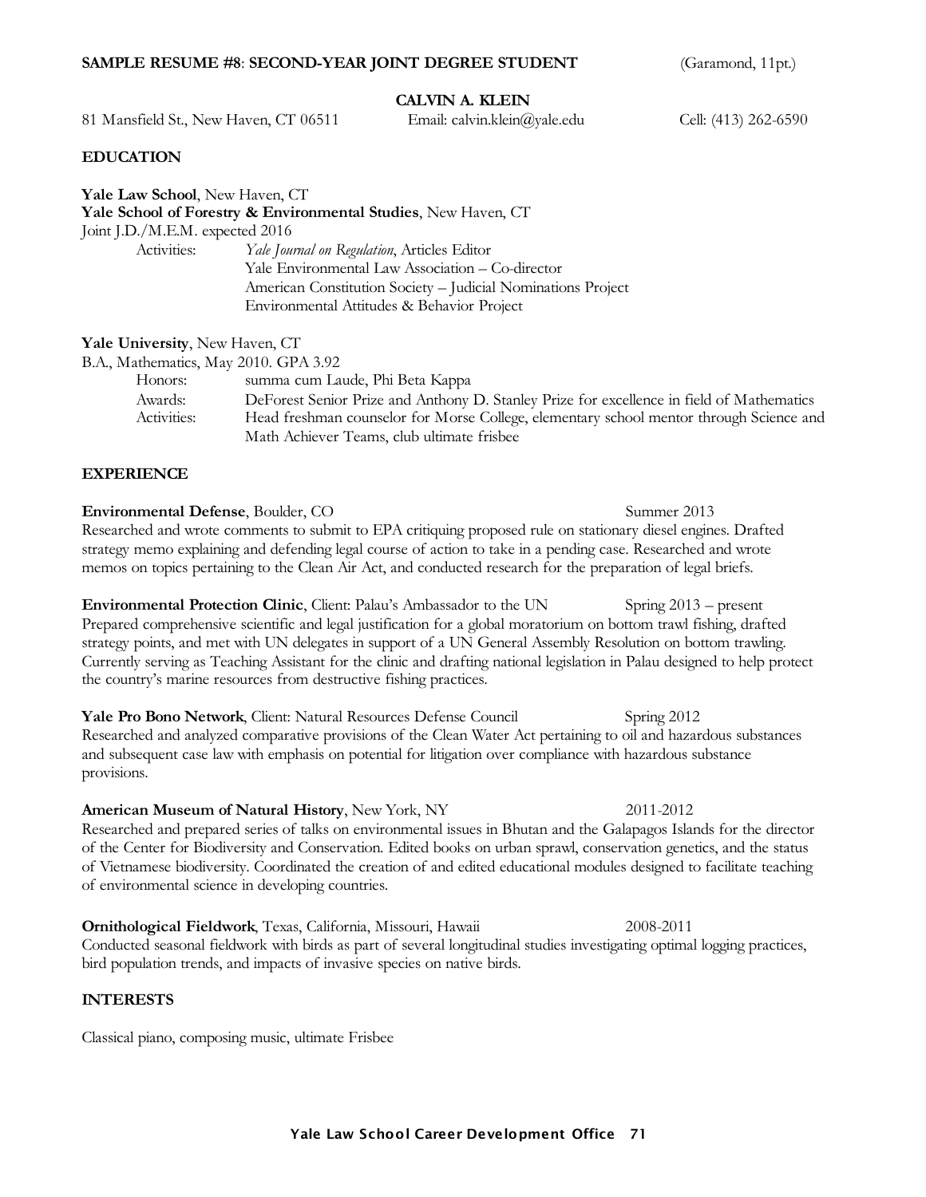**SAMPLE RESUME #8**: **SECOND-YEAR JOINT DEGREE STUDENT** (Garamond, 11pt.)

**CALVIN A. KLEIN**

81 Mansfield St., New Haven, CT 06511 Email: calvin.klein@yale.edu Cell: (413) 262-6590

**EDUCATION**

**Yale Law School**, New Haven, CT
**Yale School of Forestry & Environmental Studies**, New Haven, CT
Joint J.D./M.E.M. expected 2016

Activities: *Yale Journal on Regulation*, Articles Editor
Yale Environmental Law Association – Co-director
American Constitution Society – Judicial Nominations Project
Environmental Attitudes & Behavior Project

**Yale University**, New Haven, CT
B.A., Mathematics, May 2010. GPA 3.92

Honors: summa cum Laude, Phi Beta Kappa
Awards: DeForest Senior Prize and Anthony D. Stanley Prize for excellence in field of Mathematics
Activities: Head freshman counselor for Morse College, elementary school mentor through Science and Math Achiever Teams, club ultimate frisbee

**EXPERIENCE**

**Environmental Defense**, Boulder, CO Summer 2013
Researched and wrote comments to submit to EPA critiquing proposed rule on stationary diesel engines. Drafted strategy memo explaining and defending legal course of action to take in a pending case. Researched and wrote memos on topics pertaining to the Clean Air Act, and conducted research for the preparation of legal briefs.

**Environmental Protection Clinic**, Client: Palau's Ambassador to the UN Spring 2013 – present
Prepared comprehensive scientific and legal justification for a global moratorium on bottom trawl fishing, drafted strategy points, and met with UN delegates in support of a UN General Assembly Resolution on bottom trawling. Currently serving as Teaching Assistant for the clinic and drafting national legislation in Palau designed to help protect the country's marine resources from destructive fishing practices.

**Yale Pro Bono Network**, Client: Natural Resources Defense Council Spring 2012
Researched and analyzed comparative provisions of the Clean Water Act pertaining to oil and hazardous substances and subsequent case law with emphasis on potential for litigation over compliance with hazardous substance provisions.

**American Museum of Natural History**, New York, NY 2011-2012
Researched and prepared series of talks on environmental issues in Bhutan and the Galapagos Islands for the director of the Center for Biodiversity and Conservation. Edited books on urban sprawl, conservation genetics, and the status of Vietnamese biodiversity. Coordinated the creation of and edited educational modules designed to facilitate teaching of environmental science in developing countries.

**Ornithological Fieldwork**, Texas, California, Missouri, Hawaii 2008-2011
Conducted seasonal fieldwork with birds as part of several longitudinal studies investigating optimal logging practices, bird population trends, and impacts of invasive species on native birds.

**INTERESTS**

Classical piano, composing music, ultimate Frisbee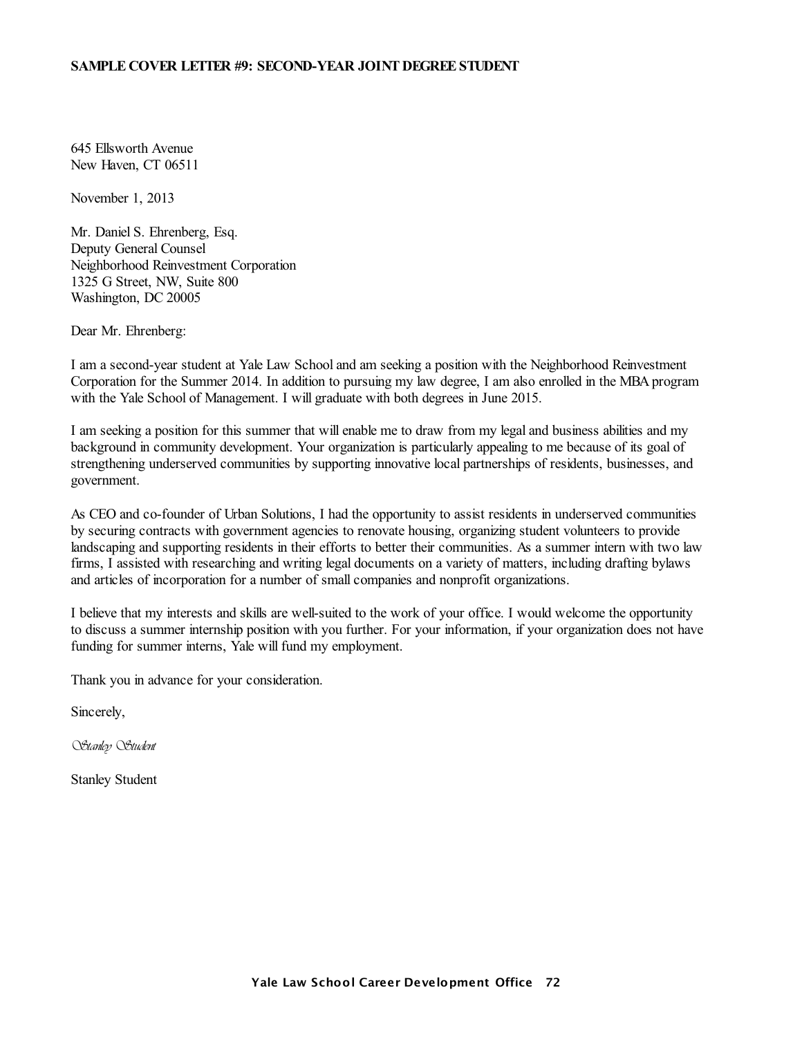**SAMPLE COVER LETTER #9: SECOND-YEAR JOINT DEGREE STUDENT**

645 Ellsworth Avenue
New Haven, CT 06511

November 1, 2013

Mr. Daniel S. Ehrenberg, Esq.
Deputy General Counsel
Neighborhood Reinvestment Corporation
1325 G Street, NW, Suite 800
Washington, DC 20005

Dear Mr. Ehrenberg:

I am a second-year student at Yale Law School and am seeking a position with the Neighborhood Reinvestment Corporation for the Summer 2014. In addition to pursuing my law degree, I am also enrolled in the MBA program with the Yale School of Management. I will graduate with both degrees in June 2015.

I am seeking a position for this summer that will enable me to draw from my legal and business abilities and my background in community development. Your organization is particularly appealing to me because of its goal of strengthening underserved communities by supporting innovative local partnerships of residents, businesses, and government.

As CEO and co-founder of Urban Solutions, I had the opportunity to assist residents in underserved communities by securing contracts with government agencies to renovate housing, organizing student volunteers to provide landscaping and supporting residents in their efforts to better their communities. As a summer intern with two law firms, I assisted with researching and writing legal documents on a variety of matters, including drafting bylaws and articles of incorporation for a number of small companies and nonprofit organizations.

I believe that my interests and skills are well-suited to the work of your office. I would welcome the opportunity to discuss a summer internship position with you further. For your information, if your organization does not have funding for summer interns, Yale will fund my employment.

Thank you in advance for your consideration.

Sincerely,

*Stanley Student*

Stanley Student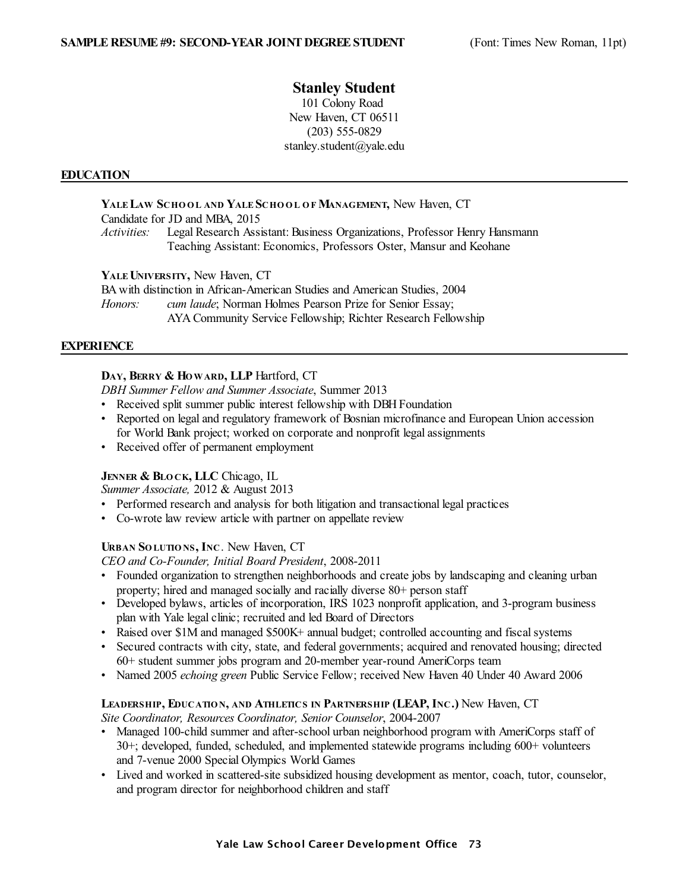**SAMPLE RESUME #9: SECOND-YEAR JOINT DEGREE STUDENT** (Font: Times New Roman, 11pt)

# Stanley Student

101 Colony Road
New Haven, CT 06511
(203) 555-0829
stanley.student@yale.edu

## EDUCATION

**YALE LAW SCHOOL AND YALE SCHOOL OF MANAGEMENT,** New Haven, CT
Candidate for JD and MBA, 2015
*Activities:* Legal Research Assistant: Business Organizations, Professor Henry Hansmann
Teaching Assistant: Economics, Professors Oster, Mansur and Keohane

**YALE UNIVERSITY,** New Haven, CT
BA with distinction in African-American Studies and American Studies, 2004
*Honors:* *cum laude*; Norman Holmes Pearson Prize for Senior Essay;
AYA Community Service Fellowship; Richter Research Fellowship

## EXPERIENCE

**DAY, BERRY & HOWARD, LLP** Hartford, CT
*DBH Summer Fellow and Summer Associate*, Summer 2013
- Received split summer public interest fellowship with DBH Foundation
- Reported on legal and regulatory framework of Bosnian microfinance and European Union accession for World Bank project; worked on corporate and nonprofit legal assignments
- Received offer of permanent employment

**JENNER & BLOCK, LLC** Chicago, IL
*Summer Associate,* 2012 & August 2013
- Performed research and analysis for both litigation and transactional legal practices
- Co-wrote law review article with partner on appellate review

**URBAN SOLUTIONS, INC.** New Haven, CT
*CEO and Co-Founder, Initial Board President*, 2008-2011
- Founded organization to strengthen neighborhoods and create jobs by landscaping and cleaning urban property; hired and managed socially and racially diverse 80+ person staff
- Developed bylaws, articles of incorporation, IRS 1023 nonprofit application, and 3-program business plan with Yale legal clinic; recruited and led Board of Directors
- Raised over $1M and managed $500K+ annual budget; controlled accounting and fiscal systems
- Secured contracts with city, state, and federal governments; acquired and renovated housing; directed 60+ student summer jobs program and 20-member year-round AmeriCorps team
- Named 2005 *echoing green* Public Service Fellow; received New Haven 40 Under 40 Award 2006

**LEADERSHIP, EDUCATION, AND ATHLETICS IN PARTNERSHIP (LEAP, INC.)** New Haven, CT
*Site Coordinator, Resources Coordinator, Senior Counselor*, 2004-2007
- Managed 100-child summer and after-school urban neighborhood program with AmeriCorps staff of 30+; developed, funded, scheduled, and implemented statewide programs including 600+ volunteers and 7-venue 2000 Special Olympics World Games
- Lived and worked in scattered-site subsidized housing development as mentor, coach, tutor, counselor, and program director for neighborhood children and staff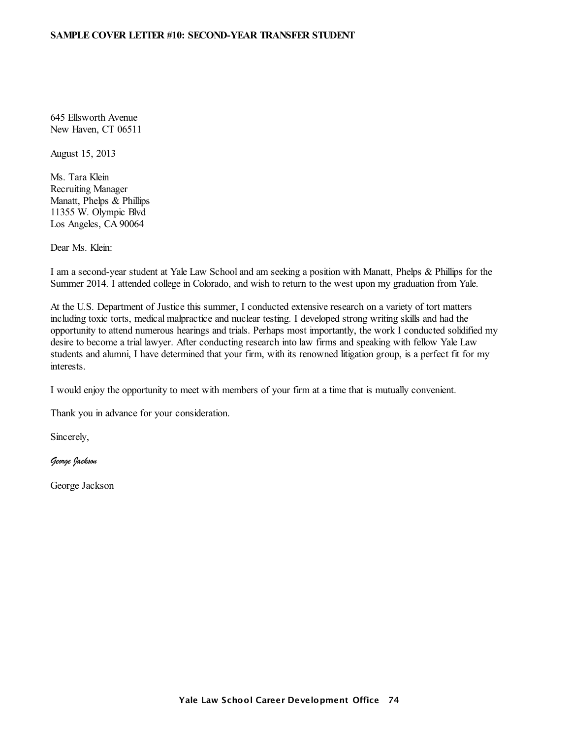**SAMPLE COVER LETTER #10: SECOND-YEAR TRANSFER STUDENT**

645 Ellsworth Avenue
New Haven, CT 06511

August 15, 2013

Ms. Tara Klein
Recruiting Manager
Manatt, Phelps & Phillips
11355 W. Olympic Blvd
Los Angeles, CA 90064

Dear Ms. Klein:

I am a second-year student at Yale Law School and am seeking a position with Manatt, Phelps & Phillips for the Summer 2014. I attended college in Colorado, and wish to return to the west upon my graduation from Yale.

At the U.S. Department of Justice this summer, I conducted extensive research on a variety of tort matters including toxic torts, medical malpractice and nuclear testing. I developed strong writing skills and had the opportunity to attend numerous hearings and trials. Perhaps most importantly, the work I conducted solidified my desire to become a trial lawyer. After conducting research into law firms and speaking with fellow Yale Law students and alumni, I have determined that your firm, with its renowned litigation group, is a perfect fit for my interests.

I would enjoy the opportunity to meet with members of your firm at a time that is mutually convenient.

Thank you in advance for your consideration.

Sincerely,

*George Jackson*

George Jackson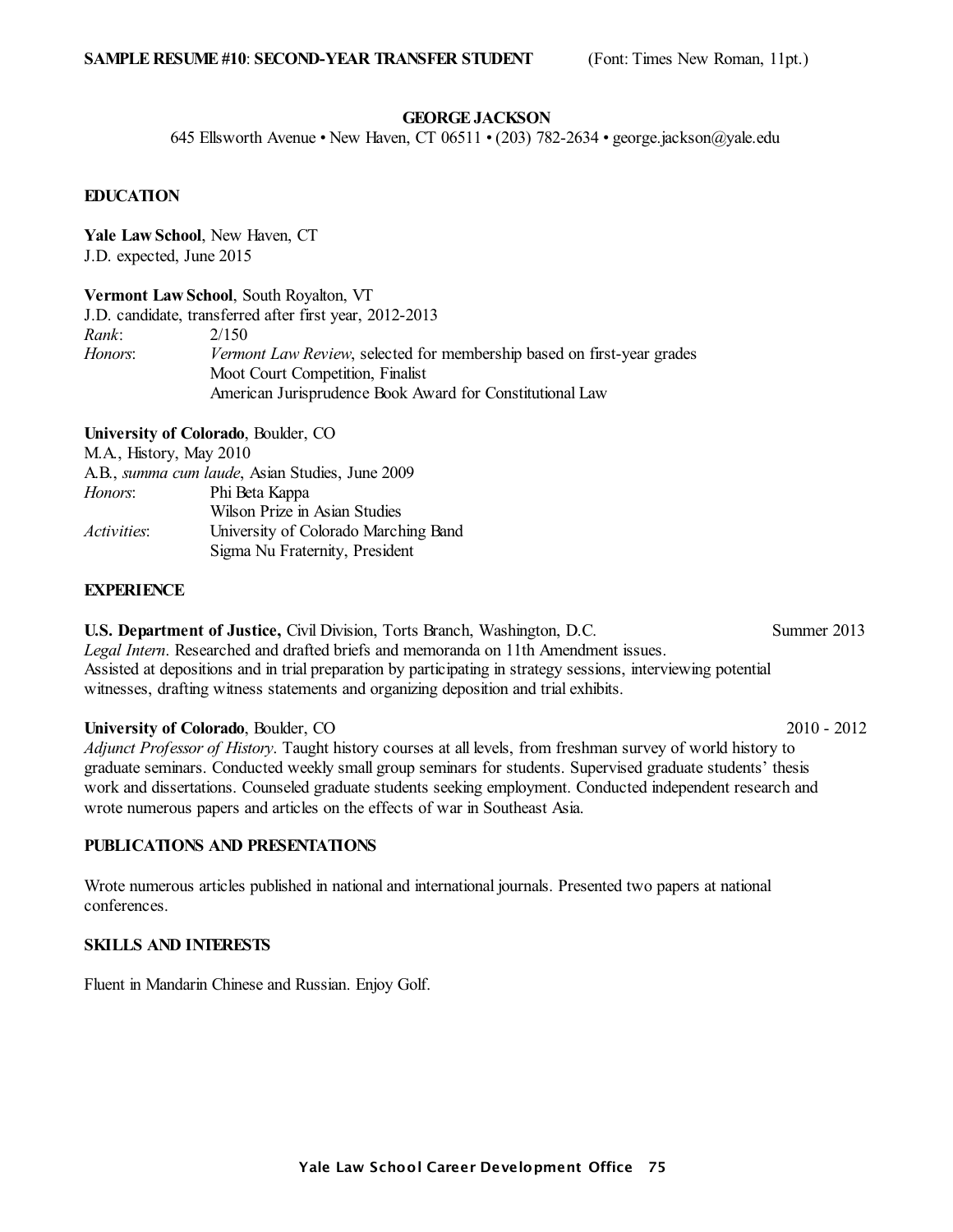**SAMPLE RESUME #10**: **SECOND-YEAR TRANSFER STUDENT** (Font: Times New Roman, 11pt.)

**GEORGE JACKSON**

645 Ellsworth Avenue • New Haven, CT 06511 • (203) 782-2634 • george.jackson@yale.edu

**EDUCATION**

**Yale Law School**, New Haven, CT
J.D. expected, June 2015

**Vermont Law School**, South Royalton, VT
J.D. candidate, transferred after first year, 2012-2013

*Rank*: 2/150
*Honors*: *Vermont Law Review*, selected for membership based on first-year grades
Moot Court Competition, Finalist
American Jurisprudence Book Award for Constitutional Law

**University of Colorado**, Boulder, CO
M.A., History, May 2010
A.B., *summa cum laude*, Asian Studies, June 2009

*Honors*: Phi Beta Kappa
Wilson Prize in Asian Studies
*Activities*: University of Colorado Marching Band
Sigma Nu Fraternity, President

**EXPERIENCE**

**U.S. Department of Justice,** Civil Division, Torts Branch, Washington, D.C. Summer 2013
*Legal Intern*. Researched and drafted briefs and memoranda on 11th Amendment issues. Assisted at depositions and in trial preparation by participating in strategy sessions, interviewing potential witnesses, drafting witness statements and organizing deposition and trial exhibits.

**University of Colorado**, Boulder, CO 2010 - 2012
*Adjunct Professor of History*. Taught history courses at all levels, from freshman survey of world history to graduate seminars. Conducted weekly small group seminars for students. Supervised graduate students' thesis work and dissertations. Counseled graduate students seeking employment. Conducted independent research and wrote numerous papers and articles on the effects of war in Southeast Asia.

**PUBLICATIONS AND PRESENTATIONS**

Wrote numerous articles published in national and international journals. Presented two papers at national conferences.

**SKILLS AND INTERESTS**

Fluent in Mandarin Chinese and Russian. Enjoy Golf.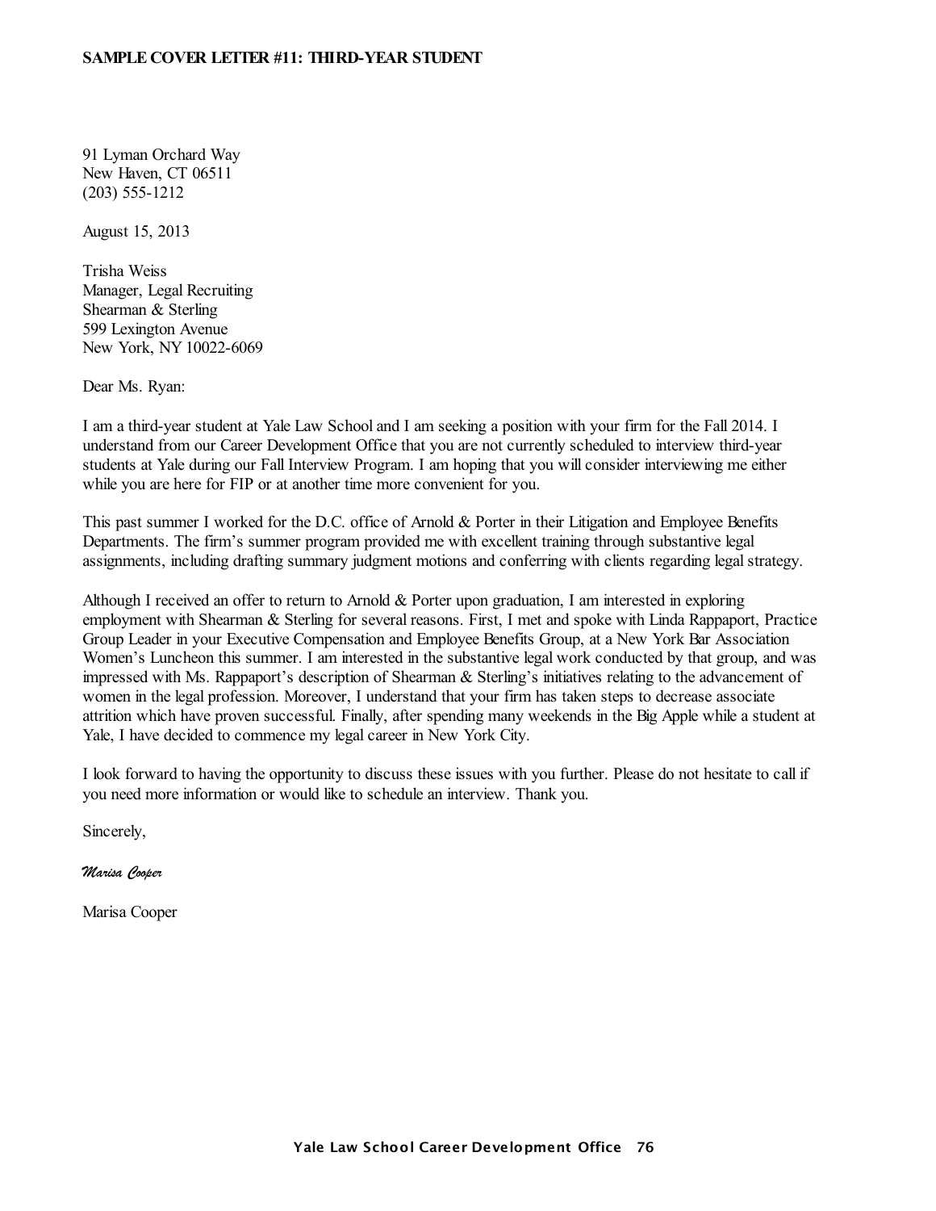**SAMPLE COVER LETTER #11: THIRD-YEAR STUDENT**

91 Lyman Orchard Way
New Haven, CT 06511
(203) 555-1212

August 15, 2013

Trisha Weiss
Manager, Legal Recruiting
Shearman & Sterling
599 Lexington Avenue
New York, NY 10022-6069

Dear Ms. Ryan:

I am a third-year student at Yale Law School and I am seeking a position with your firm for the Fall 2014. I understand from our Career Development Office that you are not currently scheduled to interview third-year students at Yale during our Fall Interview Program. I am hoping that you will consider interviewing me either while you are here for FIP or at another time more convenient for you.

This past summer I worked for the D.C. office of Arnold & Porter in their Litigation and Employee Benefits Departments. The firm's summer program provided me with excellent training through substantive legal assignments, including drafting summary judgment motions and conferring with clients regarding legal strategy.

Although I received an offer to return to Arnold & Porter upon graduation, I am interested in exploring employment with Shearman & Sterling for several reasons. First, I met and spoke with Linda Rappaport, Practice Group Leader in your Executive Compensation and Employee Benefits Group, at a New York Bar Association Women's Luncheon this summer. I am interested in the substantive legal work conducted by that group, and was impressed with Ms. Rappaport's description of Shearman & Sterling's initiatives relating to the advancement of women in the legal profession. Moreover, I understand that your firm has taken steps to decrease associate attrition which have proven successful. Finally, after spending many weekends in the Big Apple while a student at Yale, I have decided to commence my legal career in New York City.

I look forward to having the opportunity to discuss these issues with you further. Please do not hesitate to call if you need more information or would like to schedule an interview. Thank you.

Sincerely,

*Marisa Cooper*

Marisa Cooper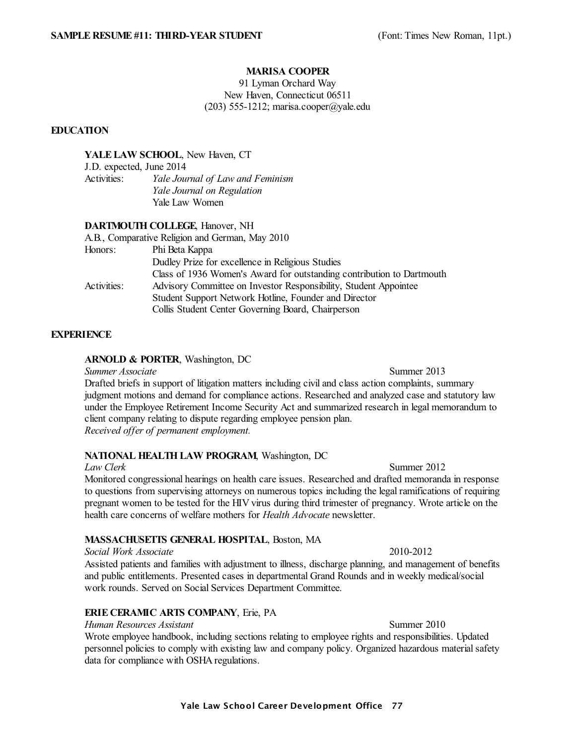**SAMPLE RESUME #11: THIRD-YEAR STUDENT** (Font: Times New Roman, 11pt.)

**MARISA COOPER**
91 Lyman Orchard Way
New Haven, Connecticut 06511
(203) 555-1212; marisa.cooper@yale.edu

## EDUCATION

**YALE LAW SCHOOL**, New Haven, CT
J.D. expected, June 2014
Activities: *Yale Journal of Law and Feminism*
*Yale Journal on Regulation*
Yale Law Women

**DARTMOUTH COLLEGE**, Hanover, NH
A.B., Comparative Religion and German, May 2010
Honors: Phi Beta Kappa
Dudley Prize for excellence in Religious Studies
Class of 1936 Women's Award for outstanding contribution to Dartmouth
Activities: Advisory Committee on Investor Responsibility, Student Appointee
Student Support Network Hotline, Founder and Director
Collis Student Center Governing Board, Chairperson

## EXPERIENCE

**ARNOLD & PORTER**, Washington, DC
*Summer Associate* Summer 2013
Drafted briefs in support of litigation matters including civil and class action complaints, summary judgment motions and demand for compliance actions. Researched and analyzed case and statutory law under the Employee Retirement Income Security Act and summarized research in legal memorandum to client company relating to dispute regarding employee pension plan.
*Received offer of permanent employment.*

**NATIONAL HEALTH LAW PROGRAM**, Washington, DC
*Law Clerk* Summer 2012
Monitored congressional hearings on health care issues. Researched and drafted memoranda in response to questions from supervising attorneys on numerous topics including the legal ramifications of requiring pregnant women to be tested for the HIV virus during third trimester of pregnancy. Wrote article on the health care concerns of welfare mothers for *Health Advocate* newsletter.

**MASSACHUSETTS GENERAL HOSPITAL**, Boston, MA
*Social Work Associate* 2010-2012
Assisted patients and families with adjustment to illness, discharge planning, and management of benefits and public entitlements. Presented cases in departmental Grand Rounds and in weekly medical/social work rounds. Served on Social Services Department Committee.

**ERIE CERAMIC ARTS COMPANY**, Erie, PA
*Human Resources Assistant* Summer 2010
Wrote employee handbook, including sections relating to employee rights and responsibilities. Updated personnel policies to comply with existing law and company policy. Organized hazardous material safety data for compliance with OSHA regulations.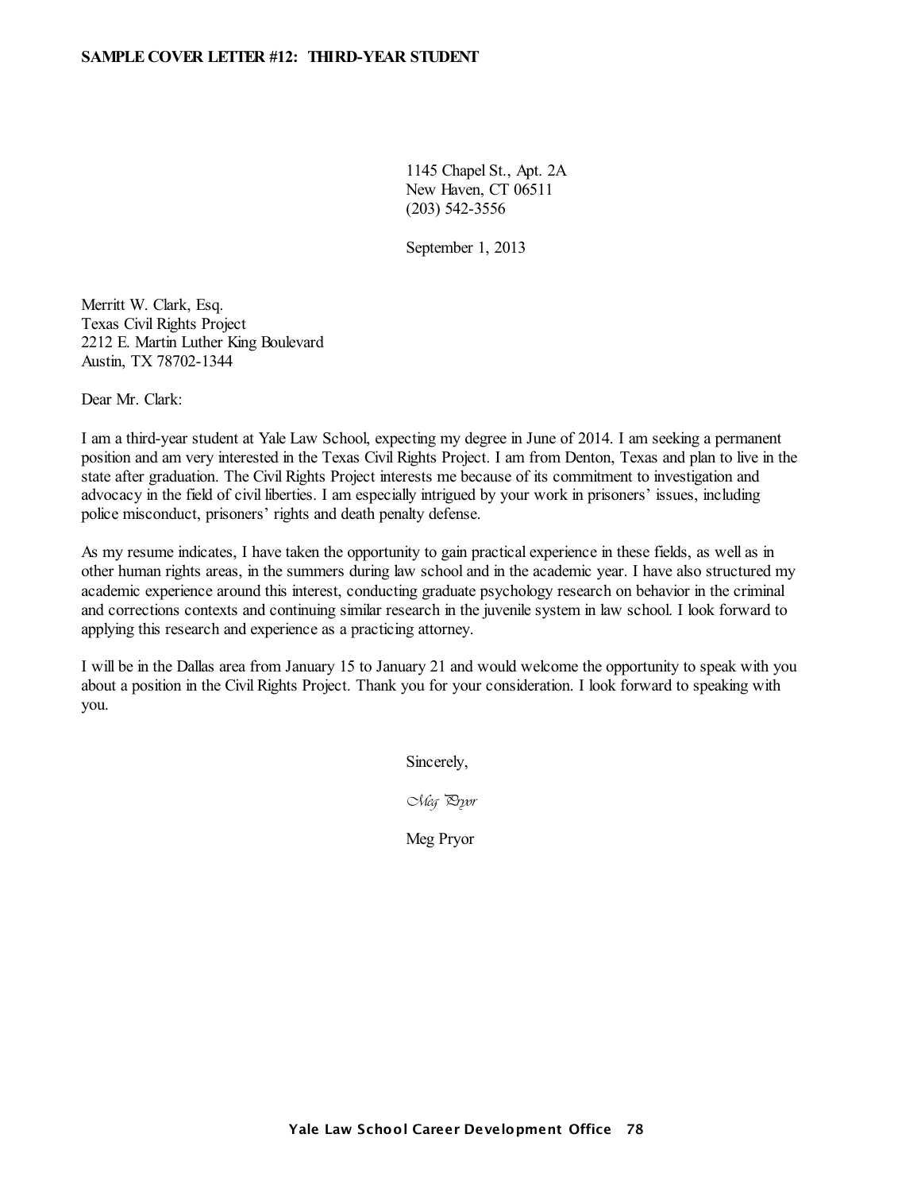**SAMPLE COVER LETTER #12: THIRD-YEAR STUDENT**

1145 Chapel St., Apt. 2A
New Haven, CT 06511
(203) 542-3556

September 1, 2013

Merritt W. Clark, Esq.
Texas Civil Rights Project
2212 E. Martin Luther King Boulevard
Austin, TX 78702-1344

Dear Mr. Clark:

I am a third-year student at Yale Law School, expecting my degree in June of 2014. I am seeking a permanent position and am very interested in the Texas Civil Rights Project. I am from Denton, Texas and plan to live in the state after graduation. The Civil Rights Project interests me because of its commitment to investigation and advocacy in the field of civil liberties. I am especially intrigued by your work in prisoners' issues, including police misconduct, prisoners' rights and death penalty defense.

As my resume indicates, I have taken the opportunity to gain practical experience in these fields, as well as in other human rights areas, in the summers during law school and in the academic year. I have also structured my academic experience around this interest, conducting graduate psychology research on behavior in the criminal and corrections contexts and continuing similar research in the juvenile system in law school. I look forward to applying this research and experience as a practicing attorney.

I will be in the Dallas area from January 15 to January 21 and would welcome the opportunity to speak with you about a position in the Civil Rights Project. Thank you for your consideration. I look forward to speaking with you.

Sincerely,

*Meg Pryor*

Meg Pryor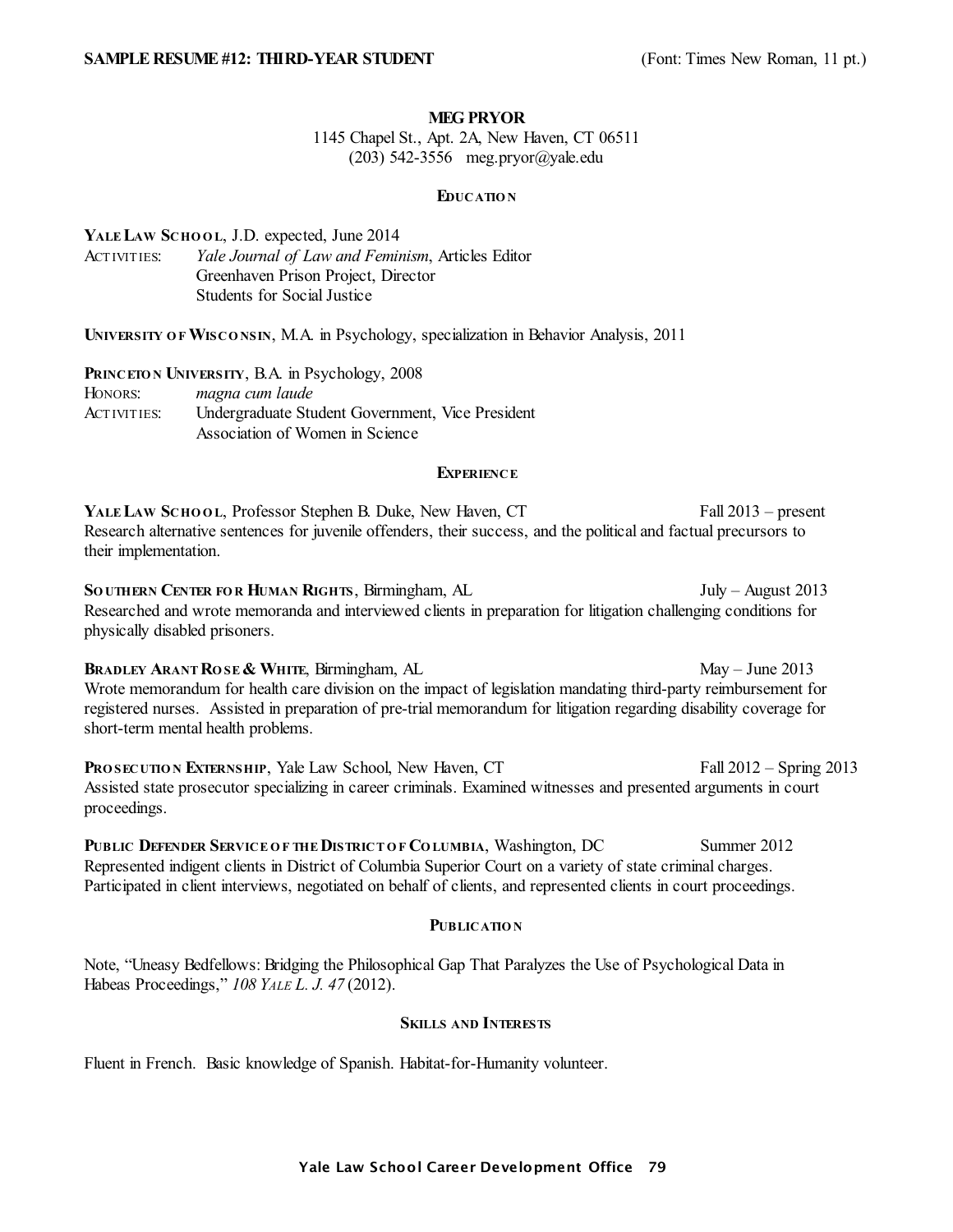**SAMPLE RESUME #12: THIRD-YEAR STUDENT** (Font: Times New Roman, 11 pt.)

**MEG PRYOR**
1145 Chapel St., Apt. 2A, New Haven, CT 06511
(203) 542-3556 meg.pryor@yale.edu

## EDUCATION

**YALE LAW SCHOOL**, J.D. expected, June 2014
ACTIVITIES: *Yale Journal of Law and Feminism*, Articles Editor
Greenhaven Prison Project, Director
Students for Social Justice

**UNIVERSITY OF WISCONSIN**, M.A. in Psychology, specialization in Behavior Analysis, 2011

**PRINCETON UNIVERSITY**, B.A. in Psychology, 2008
HONORS: *magna cum laude*
ACTIVITIES: Undergraduate Student Government, Vice President
Association of Women in Science

## EXPERIENCE

**YALE LAW SCHOOL**, Professor Stephen B. Duke, New Haven, CT — Fall 2013 – present
Research alternative sentences for juvenile offenders, their success, and the political and factual precursors to their implementation.

**SOUTHERN CENTER FOR HUMAN RIGHTS**, Birmingham, AL — July – August 2013
Researched and wrote memoranda and interviewed clients in preparation for litigation challenging conditions for physically disabled prisoners.

**BRADLEY ARANT ROSE & WHITE**, Birmingham, AL — May – June 2013
Wrote memorandum for health care division on the impact of legislation mandating third-party reimbursement for registered nurses. Assisted in preparation of pre-trial memorandum for litigation regarding disability coverage for short-term mental health problems.

**PROSECUTION EXTERNSHIP**, Yale Law School, New Haven, CT — Fall 2012 – Spring 2013
Assisted state prosecutor specializing in career criminals. Examined witnesses and presented arguments in court proceedings.

**PUBLIC DEFENDER SERVICE OF THE DISTRICT OF COLUMBIA**, Washington, DC — Summer 2012
Represented indigent clients in District of Columbia Superior Court on a variety of state criminal charges. Participated in client interviews, negotiated on behalf of clients, and represented clients in court proceedings.

## PUBLICATION

Note, "Uneasy Bedfellows: Bridging the Philosophical Gap That Paralyzes the Use of Psychological Data in Habeas Proceedings," *108 YALE L. J. 47* (2012).

## SKILLS AND INTERESTS

Fluent in French. Basic knowledge of Spanish. Habitat-for-Humanity volunteer.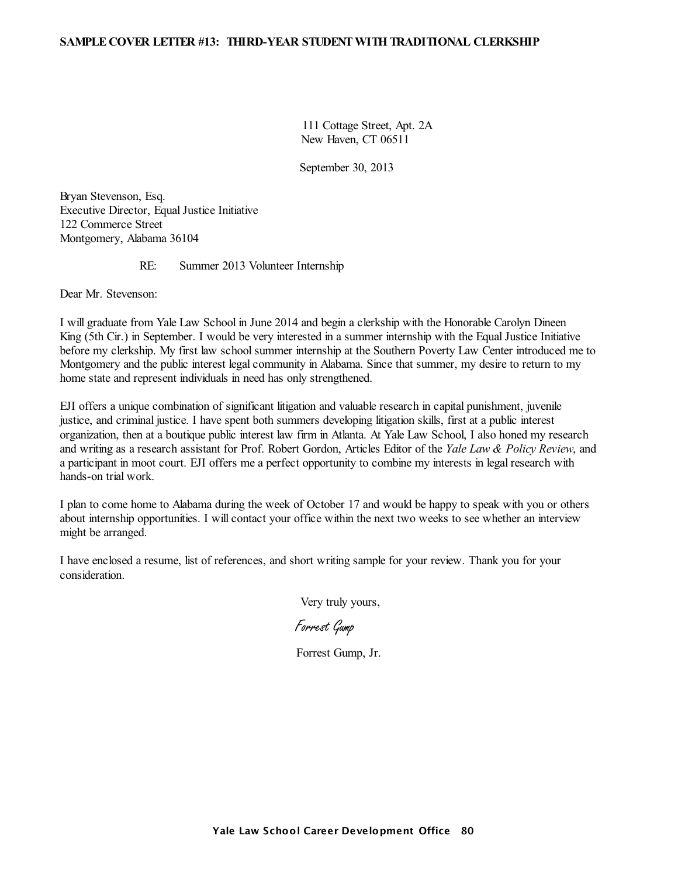**SAMPLE COVER LETTER #13: THIRD-YEAR STUDENT WITH TRADITIONAL CLERKSHIP**

111 Cottage Street, Apt. 2A
New Haven, CT 06511

September 30, 2013

Bryan Stevenson, Esq.
Executive Director, Equal Justice Initiative
122 Commerce Street
Montgomery, Alabama 36104

RE: Summer 2013 Volunteer Internship

Dear Mr. Stevenson:

I will graduate from Yale Law School in June 2014 and begin a clerkship with the Honorable Carolyn Dineen King (5th Cir.) in September. I would be very interested in a summer internship with the Equal Justice Initiative before my clerkship. My first law school summer internship at the Southern Poverty Law Center introduced me to Montgomery and the public interest legal community in Alabama. Since that summer, my desire to return to my home state and represent individuals in need has only strengthened.

EJI offers a unique combination of significant litigation and valuable research in capital punishment, juvenile justice, and criminal justice. I have spent both summers developing litigation skills, first at a public interest organization, then at a boutique public interest law firm in Atlanta. At Yale Law School, I also honed my research and writing as a research assistant for Prof. Robert Gordon, Articles Editor of the *Yale Law & Policy Review*, and a participant in moot court. EJI offers me a perfect opportunity to combine my interests in legal research with hands-on trial work.

I plan to come home to Alabama during the week of October 17 and would be happy to speak with you or others about internship opportunities. I will contact your office within the next two weeks to see whether an interview might be arranged.

I have enclosed a resume, list of references, and short writing sample for your review. Thank you for your consideration.

Very truly yours,

*Forrest Gump*

Forrest Gump, Jr.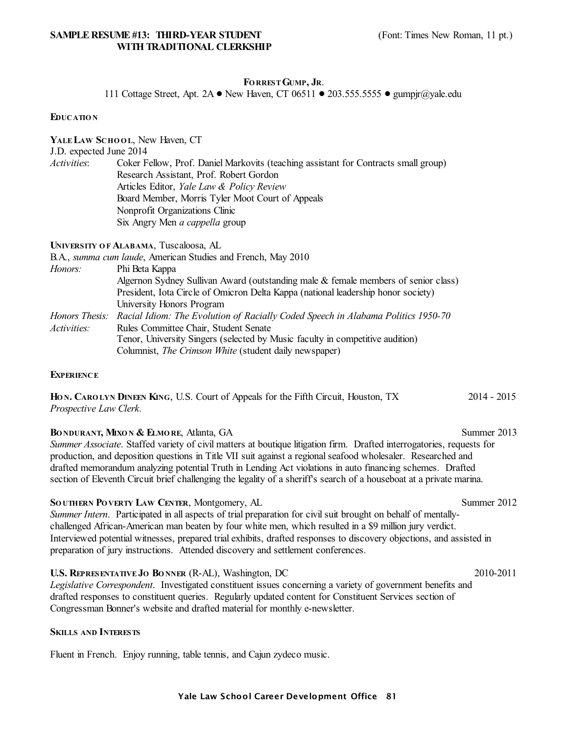**SAMPLE RESUME #13: THIRD-YEAR STUDENT WITH TRADITIONAL CLERKSHIP** (Font: Times New Roman, 11 pt.)

**FORREST GUMP, JR.**

111 Cottage Street, Apt. 2A ● New Haven, CT 06511 ● 203.555.5555 ● gumpjr@yale.edu

**EDUCATION**

**YALE LAW SCHOOL**, New Haven, CT
J.D. expected June 2014

*Activities*: Coker Fellow, Prof. Daniel Markovits (teaching assistant for Contracts small group)
Research Assistant, Prof. Robert Gordon
Articles Editor, *Yale Law & Policy Review*
Board Member, Morris Tyler Moot Court of Appeals
Nonprofit Organizations Clinic
Six Angry Men *a cappella* group

**UNIVERSITY OF ALABAMA**, Tuscaloosa, AL
B.A., *summa cum laude*, American Studies and French, May 2010

*Honors:* Phi Beta Kappa
Algernon Sydney Sullivan Award (outstanding male & female members of senior class)
President, Iota Circle of Omicron Delta Kappa (national leadership honor society)
University Honors Program

*Honors Thesis:* *Racial Idiom: The Evolution of Racially Coded Speech in Alabama Politics 1950-70*

*Activities:* Rules Committee Chair, Student Senate
Tenor, University Singers (selected by Music faculty in competitive audition)
Columnist, *The Crimson White* (student daily newspaper)

**EXPERIENCE**

**HON. CAROLYN DINEEN KING**, U.S. Court of Appeals for the Fifth Circuit, Houston, TX — 2014 - 2015
*Prospective Law Clerk.*

**BONDURANT, MIXON & ELMORE**, Atlanta, GA — Summer 2013
*Summer Associate*. Staffed variety of civil matters at boutique litigation firm. Drafted interrogatories, requests for production, and deposition questions in Title VII suit against a regional seafood wholesaler. Researched and drafted memorandum analyzing potential Truth in Lending Act violations in auto financing schemes. Drafted section of Eleventh Circuit brief challenging the legality of a sheriff's search of a houseboat at a private marina.

**SOUTHERN POVERTY LAW CENTER**, Montgomery, AL — Summer 2012
*Summer Intern*. Participated in all aspects of trial preparation for civil suit brought on behalf of mentally-challenged African-American man beaten by four white men, which resulted in a $9 million jury verdict. Interviewed potential witnesses, prepared trial exhibits, drafted responses to discovery objections, and assisted in preparation of jury instructions. Attended discovery and settlement conferences.

**U.S. REPRESENTATIVE JO BONNER** (R-AL), Washington, DC — 2010-2011
*Legislative Correspondent*. Investigated constituent issues concerning a variety of government benefits and drafted responses to constituent queries. Regularly updated content for Constituent Services section of Congressman Bonner's website and drafted material for monthly e-newsletter.

**SKILLS AND INTERESTS**

Fluent in French. Enjoy running, table tennis, and Cajun zydeco music.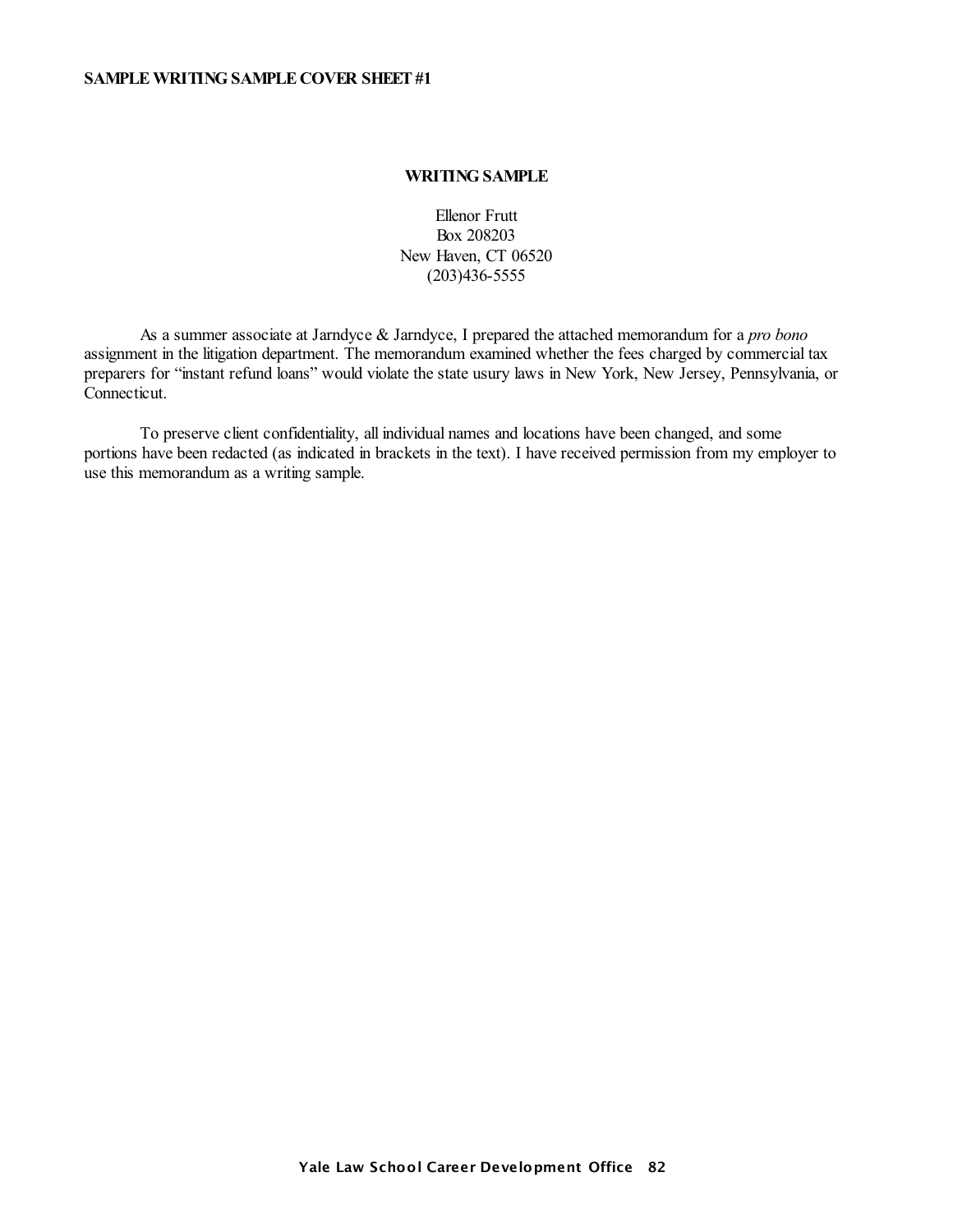**SAMPLE WRITING SAMPLE COVER SHEET #1**

**WRITING SAMPLE**

Ellenor Frutt
Box 208203
New Haven, CT 06520
(203)436-5555

As a summer associate at Jarndyce & Jarndyce, I prepared the attached memorandum for a *pro bono* assignment in the litigation department. The memorandum examined whether the fees charged by commercial tax preparers for "instant refund loans" would violate the state usury laws in New York, New Jersey, Pennsylvania, or Connecticut.

To preserve client confidentiality, all individual names and locations have been changed, and some portions have been redacted (as indicated in brackets in the text). I have received permission from my employer to use this memorandum as a writing sample.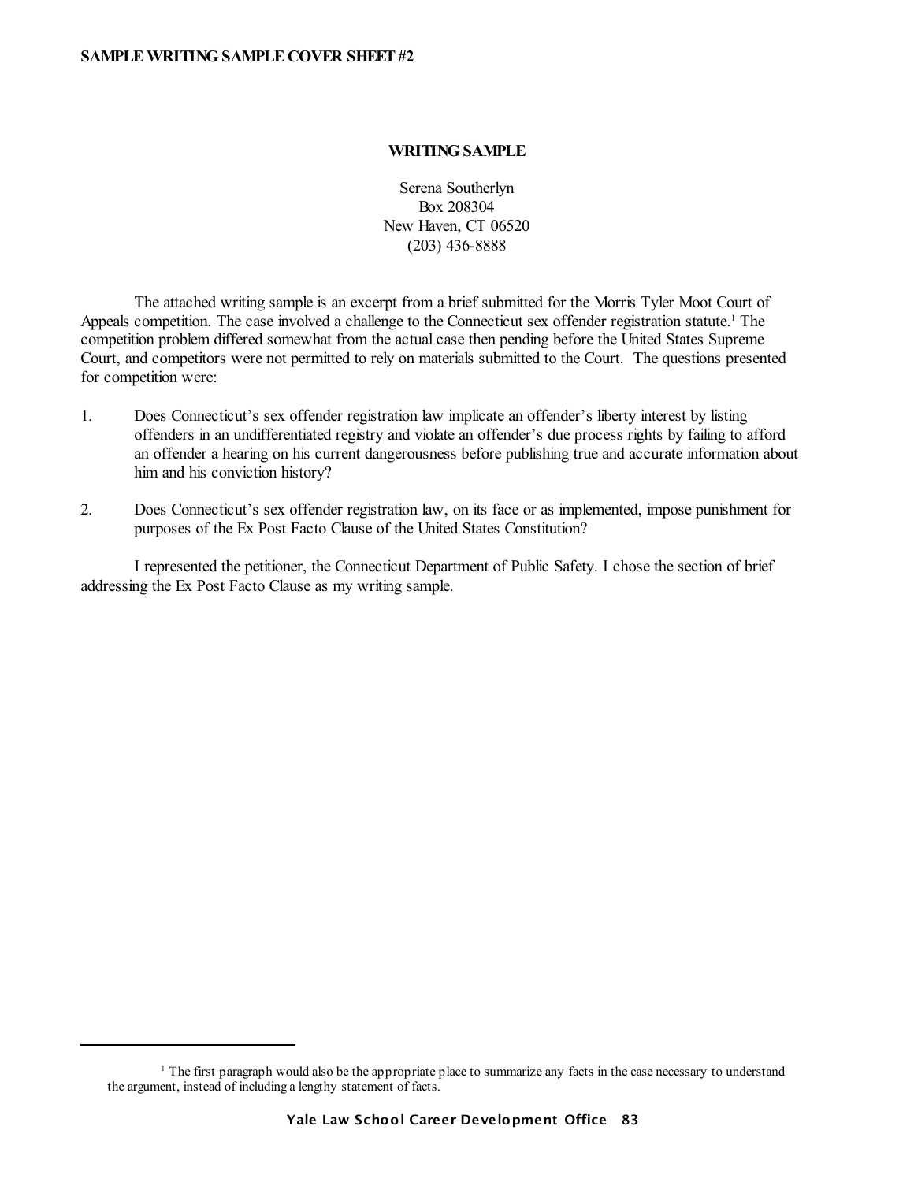**SAMPLE WRITING SAMPLE COVER SHEET #2**

**WRITING SAMPLE**

Serena Southerlyn
Box 208304
New Haven, CT 06520
(203) 436-8888

The attached writing sample is an excerpt from a brief submitted for the Morris Tyler Moot Court of Appeals competition. The case involved a challenge to the Connecticut sex offender registration statute.[1] The competition problem differed somewhat from the actual case then pending before the United States Supreme Court, and competitors were not permitted to rely on materials submitted to the Court. The questions presented for competition were:

1. Does Connecticut's sex offender registration law implicate an offender's liberty interest by listing offenders in an undifferentiated registry and violate an offender's due process rights by failing to afford an offender a hearing on his current dangerousness before publishing true and accurate information about him and his conviction history?

2. Does Connecticut's sex offender registration law, on its face or as implemented, impose punishment for purposes of the Ex Post Facto Clause of the United States Constitution?

I represented the petitioner, the Connecticut Department of Public Safety. I chose the section of brief addressing the Ex Post Facto Clause as my writing sample.

---

[1] The first paragraph would also be the appropriate place to summarize any facts in the case necessary to understand the argument, instead of including a lengthy statement of facts.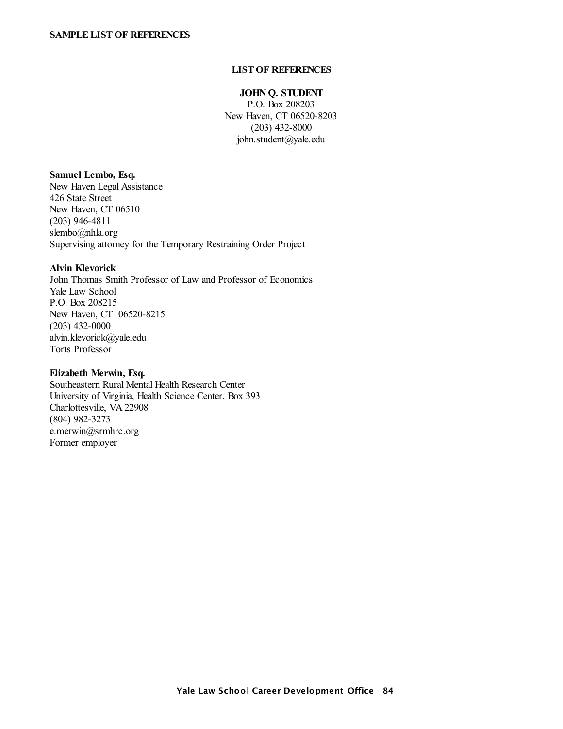**SAMPLE LIST OF REFERENCES**

**LIST OF REFERENCES**

**JOHN Q. STUDENT**
P.O. Box 208203
New Haven, CT 06520-8203
(203) 432-8000
john.student@yale.edu

**Samuel Lembo, Esq.**
New Haven Legal Assistance
426 State Street
New Haven, CT 06510
(203) 946-4811
slembo@nhla.org
Supervising attorney for the Temporary Restraining Order Project

**Alvin Klevorick**
John Thomas Smith Professor of Law and Professor of Economics
Yale Law School
P.O. Box 208215
New Haven, CT 06520-8215
(203) 432-0000
alvin.klevorick@yale.edu
Torts Professor

**Elizabeth Merwin, Esq.**
Southeastern Rural Mental Health Research Center
University of Virginia, Health Science Center, Box 393
Charlottesville, VA 22908
(804) 982-3273
e.merwin@srmhrc.org
Former employer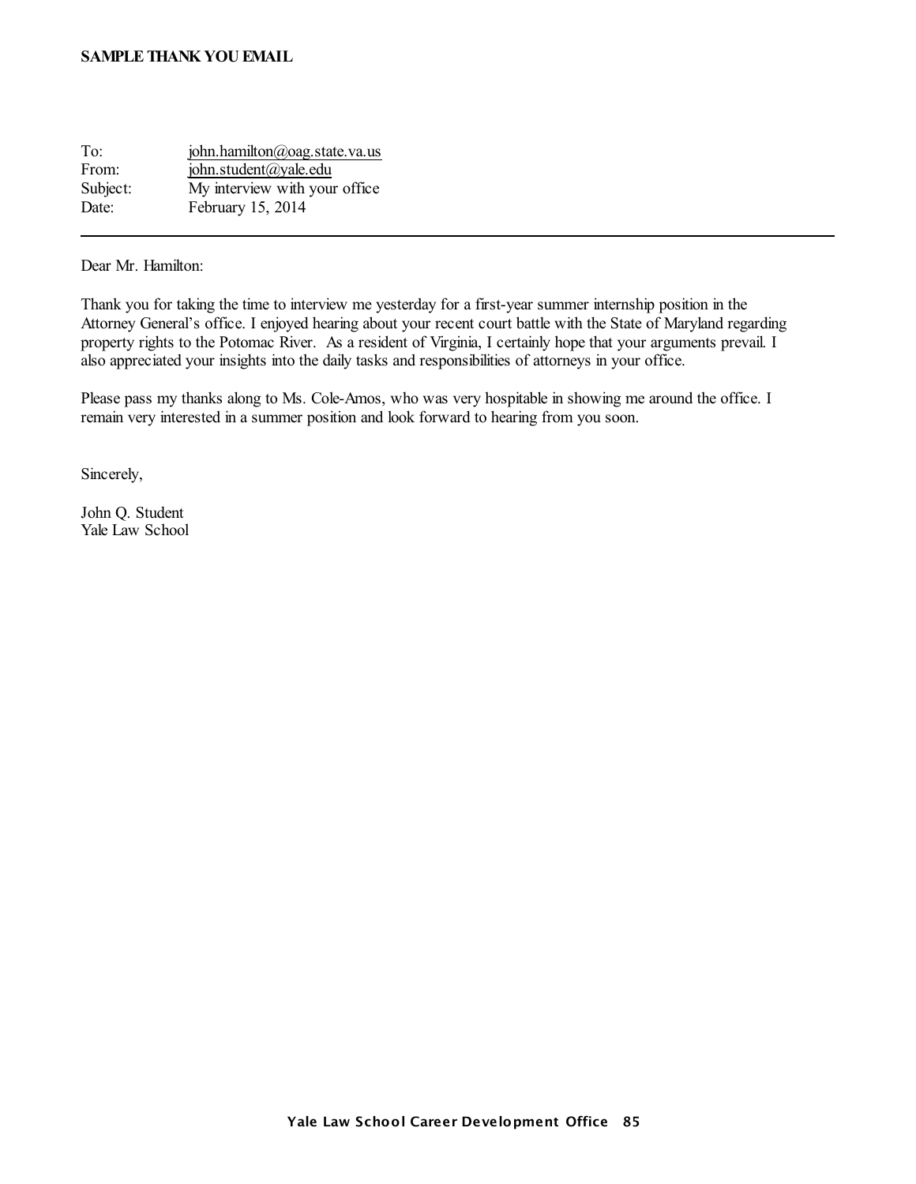**SAMPLE THANK YOU EMAIL**

| | |
|---|---|
| To: | john.hamilton@oag.state.va.us |
| From: | john.student@yale.edu |
| Subject: | My interview with your office |
| Date: | February 15, 2014 |

---

Dear Mr. Hamilton:

Thank you for taking the time to interview me yesterday for a first-year summer internship position in the Attorney General's office. I enjoyed hearing about your recent court battle with the State of Maryland regarding property rights to the Potomac River. As a resident of Virginia, I certainly hope that your arguments prevail. I also appreciated your insights into the daily tasks and responsibilities of attorneys in your office.

Please pass my thanks along to Ms. Cole-Amos, who was very hospitable in showing me around the office. I remain very interested in a summer position and look forward to hearing from you soon.

Sincerely,

John Q. Student
Yale Law School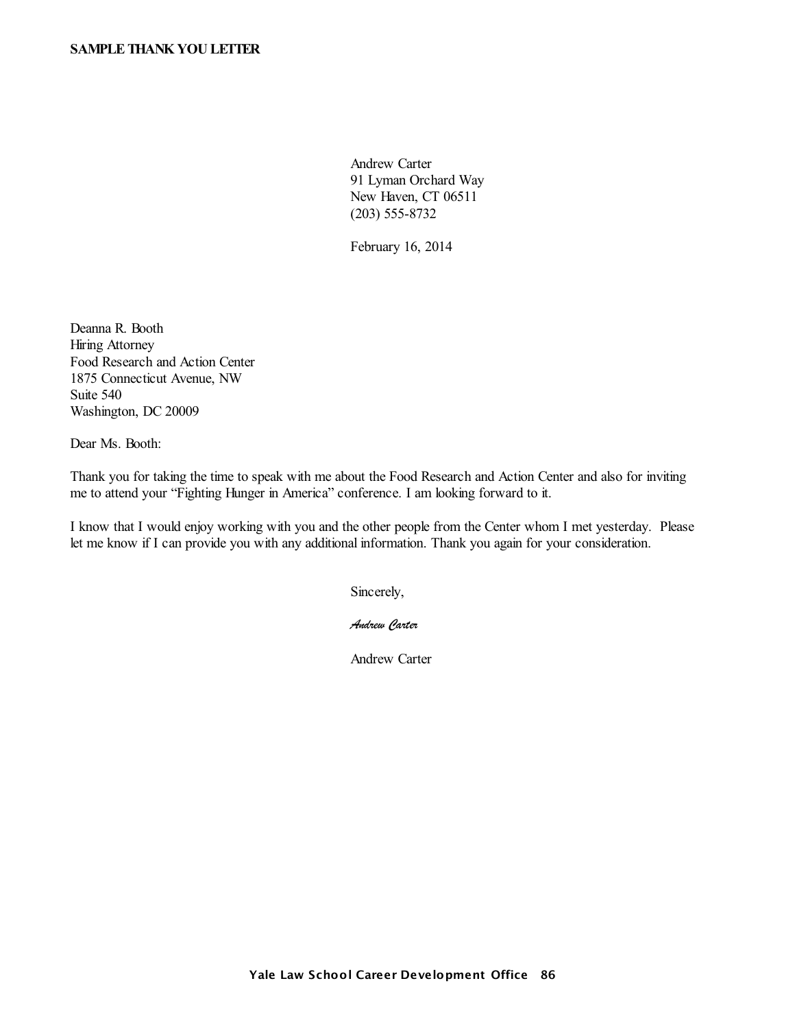**SAMPLE THANK YOU LETTER**

Andrew Carter  
91 Lyman Orchard Way  
New Haven, CT 06511  
(203) 555-8732

February 16, 2014

Deanna R. Booth  
Hiring Attorney  
Food Research and Action Center  
1875 Connecticut Avenue, NW  
Suite 540  
Washington, DC 20009

Dear Ms. Booth:

Thank you for taking the time to speak with me about the Food Research and Action Center and also for inviting me to attend your "Fighting Hunger in America" conference. I am looking forward to it.

I know that I would enjoy working with you and the other people from the Center whom I met yesterday. Please let me know if I can provide you with any additional information. Thank you again for your consideration.

Sincerely,

*Andrew Carter*

Andrew Carter